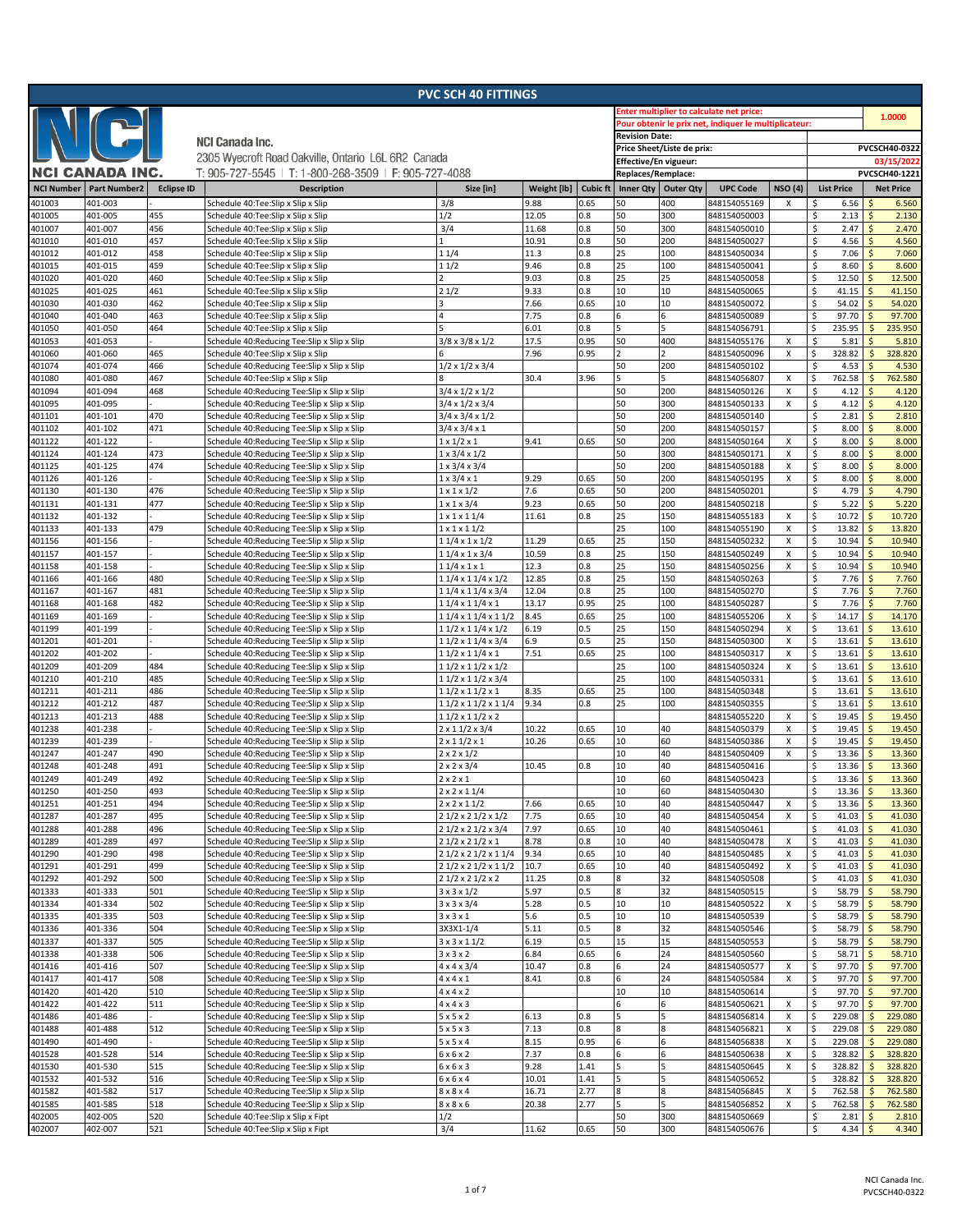# PVC SCH 40 FITTINGS

**NCI CANADA INC.**

NCI Canada Inc.
2305 Wyecroft Road Oakville, Ontario L6L 6R2 Canada
T: 905-727-5545 | T: 1-800-268-3509 | F: 905-727-4088

| | |
|---|---|
| Enter multiplier to calculate net price: / Pour obtenir le prix net, indiquer le multiplicateur: | 1.0000 |
| Revision Date: | |
| Price Sheet/Liste de prix: | PVCSCH40-0322 |
| Effective/En vigueur: | 03/15/2022 |
| Replaces/Remplace: | PVCSCH40-1221 |

| NCI Number | Part Number2 | Eclipse ID | Description | Size [in] | Weight [lb] | Cubic ft | Inner Qty | Outer Qty | UPC Code | NSO (4) | List Price | Net Price |
|---|---|---|---|---|---|---|---|---|---|---|---|---|
| 401003 | 401-003 | - | Schedule 40:Tee:Slip x Slip x Slip | 3/8 | 9.88 | 0.65 | 50 | 400 | 848154055169 | X | $ 6.56 | $ 6.560 |
| 401005 | 401-005 | 455 | Schedule 40:Tee:Slip x Slip x Slip | 1/2 | 12.05 | 0.8 | 50 | 300 | 848154050003 | | $ 2.13 | $ 2.130 |
| 401007 | 401-007 | 456 | Schedule 40:Tee:Slip x Slip x Slip | 3/4 | 11.68 | 0.8 | 50 | 300 | 848154050010 | | $ 2.47 | $ 2.470 |
| 401010 | 401-010 | 457 | Schedule 40:Tee:Slip x Slip x Slip | 1 | 10.91 | 0.8 | 50 | 200 | 848154050027 | | $ 4.56 | $ 4.560 |
| 401012 | 401-012 | 458 | Schedule 40:Tee:Slip x Slip x Slip | 1 1/4 | 11.3 | 0.8 | 25 | 100 | 848154050034 | | $ 7.06 | $ 7.060 |
| 401015 | 401-015 | 459 | Schedule 40:Tee:Slip x Slip x Slip | 1 1/2 | 9.46 | 0.8 | 25 | 100 | 848154050041 | | $ 8.60 | $ 8.600 |
| 401020 | 401-020 | 460 | Schedule 40:Tee:Slip x Slip x Slip | 2 | 9.03 | 0.8 | 25 | 25 | 848154050058 | | $ 12.50 | $ 12.500 |
| 401025 | 401-025 | 461 | Schedule 40:Tee:Slip x Slip x Slip | 2 1/2 | 9.33 | 0.8 | 10 | 10 | 848154050065 | | $ 41.15 | $ 41.150 |
| 401030 | 401-030 | 462 | Schedule 40:Tee:Slip x Slip x Slip | 3 | 7.66 | 0.65 | 10 | 10 | 848154050072 | | $ 54.02 | $ 54.020 |
| 401040 | 401-040 | 463 | Schedule 40:Tee:Slip x Slip x Slip | 4 | 7.75 | 0.8 | 6 | 6 | 848154050089 | | $ 97.70 | $ 97.700 |
| 401050 | 401-050 | 464 | Schedule 40:Tee:Slip x Slip x Slip | 5 | 6.01 | 0.8 | 5 | 5 | 848154056791 | | $ 235.95 | $ 235.950 |
| 401053 | 401-053 | - | Schedule 40:Reducing Tee:Slip x Slip x Slip | 3/8 x 3/8 x 1/2 | 17.5 | 0.95 | 50 | 400 | 848154055176 | X | $ 5.81 | $ 5.810 |
| 401060 | 401-060 | 465 | Schedule 40:Tee:Slip x Slip x Slip | 6 | 7.96 | 0.95 | 2 | 2 | 848154050096 | X | $ 328.82 | $ 328.820 |
| 401074 | 401-074 | 466 | Schedule 40:Reducing Tee:Slip x Slip x Slip | 1/2 x 1/2 x 3/4 | | | 50 | 200 | 848154050102 | | $ 4.53 | $ 4.530 |
| 401080 | 401-080 | 467 | Schedule 40:Tee:Slip x Slip x Slip | 8 | 30.4 | 3.96 | 5 | 5 | 848154056807 | X | $ 762.58 | $ 762.580 |
| 401094 | 401-094 | 468 | Schedule 40:Reducing Tee:Slip x Slip x Slip | 3/4 x 1/2 x 1/2 | | | 50 | 200 | 848154050126 | X | $ 4.12 | $ 4.120 |
| 401095 | 401-095 | - | Schedule 40:Reducing Tee:Slip x Slip x Slip | 3/4 x 1/2 x 3/4 | | | 50 | 300 | 848154050133 | X | $ 4.12 | $ 4.120 |
| 401101 | 401-101 | 470 | Schedule 40:Reducing Tee:Slip x Slip x Slip | 3/4 x 3/4 x 1/2 | | | 50 | 200 | 848154050140 | | $ 2.81 | $ 2.810 |
| 401102 | 401-102 | 471 | Schedule 40:Reducing Tee:Slip x Slip x Slip | 3/4 x 3/4 x 1 | | | 50 | 200 | 848154050157 | | $ 8.00 | $ 8.000 |
| 401122 | 401-122 | - | Schedule 40:Reducing Tee:Slip x Slip x Slip | 1 x 1/2 x 1 | 9.41 | 0.65 | 50 | 200 | 848154050164 | X | $ 8.00 | $ 8.000 |
| 401124 | 401-124 | 473 | Schedule 40:Reducing Tee:Slip x Slip x Slip | 1 x 3/4 x 1/2 | | | 50 | 300 | 848154050171 | X | $ 8.00 | $ 8.000 |
| 401125 | 401-125 | 474 | Schedule 40:Reducing Tee:Slip x Slip x Slip | 1 x 3/4 x 3/4 | | | 50 | 200 | 848154050188 | X | $ 8.00 | $ 8.000 |
| 401126 | 401-126 | - | Schedule 40:Reducing Tee:Slip x Slip x Slip | 1 x 3/4 x 1 | 9.29 | 0.65 | 50 | 200 | 848154050195 | X | $ 8.00 | $ 8.000 |
| 401130 | 401-130 | 476 | Schedule 40:Reducing Tee:Slip x Slip x Slip | 1 x 1 x 1/2 | 7.6 | 0.65 | 50 | 200 | 848154050201 | | $ 4.79 | $ 4.790 |
| 401131 | 401-131 | 477 | Schedule 40:Reducing Tee:Slip x Slip x Slip | 1 x 1 x 3/4 | 9.23 | 0.65 | 50 | 200 | 848154050218 | | $ 5.22 | $ 5.220 |
| 401132 | 401-132 | - | Schedule 40:Reducing Tee:Slip x Slip x Slip | 1 x 1 x 1 1/4 | 11.61 | 0.8 | 25 | 150 | 848154055183 | X | $ 10.72 | $ 10.720 |
| 401133 | 401-133 | 479 | Schedule 40:Reducing Tee:Slip x Slip x Slip | 1 x 1 x 1 1/2 | | | 25 | 100 | 848154055190 | X | $ 13.82 | $ 13.820 |
| 401156 | 401-156 | - | Schedule 40:Reducing Tee:Slip x Slip x Slip | 1 1/4 x 1 x 1/2 | 11.29 | 0.65 | 25 | 150 | 848154050232 | X | $ 10.94 | $ 10.940 |
| 401157 | 401-157 | - | Schedule 40:Reducing Tee:Slip x Slip x Slip | 1 1/4 x 1 x 3/4 | 10.59 | 0.8 | 25 | 150 | 848154050249 | X | $ 10.94 | $ 10.940 |
| 401158 | 401-158 | - | Schedule 40:Reducing Tee:Slip x Slip x Slip | 1 1/4 x 1 x 1 | 12.3 | 0.8 | 25 | 150 | 848154050256 | X | $ 10.94 | $ 10.940 |
| 401166 | 401-166 | 480 | Schedule 40:Reducing Tee:Slip x Slip x Slip | 1 1/4 x 1 1/4 x 1/2 | 12.85 | 0.8 | 25 | 150 | 848154050263 | | $ 7.76 | $ 7.760 |
| 401167 | 401-167 | 481 | Schedule 40:Reducing Tee:Slip x Slip x Slip | 1 1/4 x 1 1/4 x 3/4 | 12.04 | 0.8 | 25 | 100 | 848154050270 | | $ 7.76 | $ 7.760 |
| 401168 | 401-168 | 482 | Schedule 40:Reducing Tee:Slip x Slip x Slip | 1 1/4 x 1 1/4 x 1 | 13.17 | 0.95 | 25 | 100 | 848154050287 | | $ 7.76 | $ 7.760 |
| 401169 | 401-169 | - | Schedule 40:Reducing Tee:Slip x Slip x Slip | 1 1/4 x 1 1/4 x 1 1/2 | 8.45 | 0.65 | 25 | 100 | 848154055206 | X | $ 14.17 | $ 14.170 |
| 401199 | 401-199 | - | Schedule 40:Reducing Tee:Slip x Slip x Slip | 1 1/2 x 1 1/4 x 1/2 | 6.19 | 0.5 | 25 | 150 | 848154050294 | X | $ 13.61 | $ 13.610 |
| 401201 | 401-201 | - | Schedule 40:Reducing Tee:Slip x Slip x Slip | 1 1/2 x 1 1/4 x 3/4 | 6.9 | 0.5 | 25 | 150 | 848154050300 | X | $ 13.61 | $ 13.610 |
| 401202 | 401-202 | - | Schedule 40:Reducing Tee:Slip x Slip x Slip | 1 1/2 x 1 1/4 x 1 | 7.51 | 0.65 | 25 | 100 | 848154050317 | X | $ 13.61 | $ 13.610 |
| 401209 | 401-209 | 484 | Schedule 40:Reducing Tee:Slip x Slip x Slip | 1 1/2 x 1 1/2 x 1/2 | | | 25 | 100 | 848154050324 | X | $ 13.61 | $ 13.610 |
| 401210 | 401-210 | 485 | Schedule 40:Reducing Tee:Slip x Slip x Slip | 1 1/2 x 1 1/2 x 3/4 | | | 25 | 100 | 848154050331 | | $ 13.61 | $ 13.610 |
| 401211 | 401-211 | 486 | Schedule 40:Reducing Tee:Slip x Slip x Slip | 1 1/2 x 1 1/2 x 1 | 8.35 | 0.65 | 25 | 100 | 848154050348 | | $ 13.61 | $ 13.610 |
| 401212 | 401-212 | 487 | Schedule 40:Reducing Tee:Slip x Slip x Slip | 1 1/2 x 1 1/2 x 1 1/4 | 9.34 | 0.8 | 25 | 100 | 848154050355 | | $ 13.61 | $ 13.610 |
| 401213 | 401-213 | 488 | Schedule 40:Reducing Tee:Slip x Slip x Slip | 1 1/2 x 1 1/2 x 2 | | | | | 848154055220 | X | $ 19.45 | $ 19.450 |
| 401238 | 401-238 | - | Schedule 40:Reducing Tee:Slip x Slip x Slip | 2 x 1 1/2 x 3/4 | 10.22 | 0.65 | 10 | 40 | 848154050379 | X | $ 19.45 | $ 19.450 |
| 401239 | 401-239 | - | Schedule 40:Reducing Tee:Slip x Slip x Slip | 2 x 1 1/2 x 1 | 10.26 | 0.65 | 10 | 60 | 848154050386 | X | $ 19.45 | $ 19.450 |
| 401247 | 401-247 | 490 | Schedule 40:Reducing Tee:Slip x Slip x Slip | 2 x 2 x 1/2 | | | 10 | 40 | 848154050409 | X | $ 13.36 | $ 13.360 |
| 401248 | 401-248 | 491 | Schedule 40:Reducing Tee:Slip x Slip x Slip | 2 x 2 x 3/4 | 10.45 | 0.8 | 10 | 40 | 848154050416 | | $ 13.36 | $ 13.360 |
| 401249 | 401-249 | 492 | Schedule 40:Reducing Tee:Slip x Slip x Slip | 2 x 2 x 1 | | | 10 | 60 | 848154050423 | | $ 13.36 | $ 13.360 |
| 401250 | 401-250 | 493 | Schedule 40:Reducing Tee:Slip x Slip x Slip | 2 x 2 x 1 1/4 | | | 10 | 60 | 848154050430 | | $ 13.36 | $ 13.360 |
| 401251 | 401-251 | 494 | Schedule 40:Reducing Tee:Slip x Slip x Slip | 2 x 2 x 1 1/2 | 7.66 | 0.65 | 10 | 40 | 848154050447 | X | $ 13.36 | $ 13.360 |
| 401287 | 401-287 | 495 | Schedule 40:Reducing Tee:Slip x Slip x Slip | 2 1/2 x 2 1/2 x 1/2 | 7.75 | 0.65 | 10 | 40 | 848154050454 | X | $ 41.03 | $ 41.030 |
| 401288 | 401-288 | 496 | Schedule 40:Reducing Tee:Slip x Slip x Slip | 2 1/2 x 2 1/2 x 3/4 | 7.97 | 0.65 | 10 | 40 | 848154050461 | | $ 41.03 | $ 41.030 |
| 401289 | 401-289 | 497 | Schedule 40:Reducing Tee:Slip x Slip x Slip | 2 1/2 x 2 1/2 x 1 | 8.78 | 0.8 | 10 | 40 | 848154050478 | X | $ 41.03 | $ 41.030 |
| 401290 | 401-290 | 498 | Schedule 40:Reducing Tee:Slip x Slip x Slip | 2 1/2 x 2 1/2 x 1 1/4 | 9.34 | 0.65 | 10 | 40 | 848154050485 | X | $ 41.03 | $ 41.030 |
| 401291 | 401-291 | 499 | Schedule 40:Reducing Tee:Slip x Slip x Slip | 2 1/2 x 2 1/2 x 1 1/2 | 10.7 | 0.65 | 10 | 40 | 848154050492 | X | $ 41.03 | $ 41.030 |
| 401292 | 401-292 | 500 | Schedule 40:Reducing Tee:Slip x Slip x Slip | 2 1/2 x 2 1/2 x 2 | 11.25 | 0.8 | 8 | 32 | 848154050508 | | $ 41.03 | $ 41.030 |
| 401333 | 401-333 | 501 | Schedule 40:Reducing Tee:Slip x Slip x Slip | 3 x 3 x 1/2 | 5.97 | 0.5 | 8 | 32 | 848154050515 | | $ 58.79 | $ 58.790 |
| 401334 | 401-334 | 502 | Schedule 40:Reducing Tee:Slip x Slip x Slip | 3 x 3 x 3/4 | 5.28 | 0.5 | 10 | 10 | 848154050522 | X | $ 58.79 | $ 58.790 |
| 401335 | 401-335 | 503 | Schedule 40:Reducing Tee:Slip x Slip x Slip | 3 x 3 x 1 | 5.6 | 0.5 | 10 | 10 | 848154050539 | | $ 58.79 | $ 58.790 |
| 401336 | 401-336 | 504 | Schedule 40:Reducing Tee:Slip x Slip x Slip | 3X3X1-1/4 | 5.11 | 0.5 | 8 | 32 | 848154050546 | | $ 58.79 | $ 58.790 |
| 401337 | 401-337 | 505 | Schedule 40:Reducing Tee:Slip x Slip x Slip | 3 x 3 x 1 1/2 | 6.19 | 0.5 | 15 | 15 | 848154050553 | | $ 58.79 | $ 58.790 |
| 401338 | 401-338 | 506 | Schedule 40:Reducing Tee:Slip x Slip x Slip | 3 x 3 x 2 | 6.84 | 0.65 | 6 | 24 | 848154050560 | | $ 58.71 | $ 58.710 |
| 401416 | 401-416 | 507 | Schedule 40:Reducing Tee:Slip x Slip x Slip | 4 x 4 x 3/4 | 10.47 | 0.8 | 6 | 24 | 848154050577 | X | $ 97.70 | $ 97.700 |
| 401417 | 401-417 | 508 | Schedule 40:Reducing Tee:Slip x Slip x Slip | 4 x 4 x 1 | 8.41 | 0.8 | 6 | 24 | 848154050584 | X | $ 97.70 | $ 97.700 |
| 401420 | 401-420 | 510 | Schedule 40:Reducing Tee:Slip x Slip x Slip | 4 x 4 x 2 | | | 10 | 10 | 848154050614 | | $ 97.70 | $ 97.700 |
| 401422 | 401-422 | 511 | Schedule 40:Reducing Tee:Slip x Slip x Slip | 4 x 4 x 3 | | | 6 | 6 | 848154050621 | X | $ 97.70 | $ 97.700 |
| 401486 | 401-486 | - | Schedule 40:Reducing Tee:Slip x Slip x Slip | 5 x 5 x 2 | 6.13 | 0.8 | 5 | 5 | 848154056814 | X | $ 229.08 | $ 229.080 |
| 401488 | 401-488 | 512 | Schedule 40:Reducing Tee:Slip x Slip x Slip | 5 x 5 x 3 | 7.13 | 0.8 | 8 | 8 | 848154056821 | X | $ 229.08 | $ 229.080 |
| 401490 | 401-490 | - | Schedule 40:Reducing Tee:Slip x Slip x Slip | 5 x 5 x 4 | 8.15 | 0.95 | 6 | 6 | 848154056838 | X | $ 229.08 | $ 229.080 |
| 401528 | 401-528 | 514 | Schedule 40:Reducing Tee:Slip x Slip x Slip | 6 x 6 x 2 | 7.37 | 0.8 | 6 | 6 | 848154050638 | X | $ 328.82 | $ 328.820 |
| 401530 | 401-530 | 515 | Schedule 40:Reducing Tee:Slip x Slip x Slip | 6 x 6 x 3 | 9.28 | 1.41 | 5 | 5 | 848154050645 | X | $ 328.82 | $ 328.820 |
| 401532 | 401-532 | 516 | Schedule 40:Reducing Tee:Slip x Slip x Slip | 6 x 6 x 4 | 10.01 | 1.41 | 5 | 5 | 848154050652 | | $ 328.82 | $ 328.820 |
| 401582 | 401-582 | 517 | Schedule 40:Reducing Tee:Slip x Slip x Slip | 8 x 8 x 4 | 16.71 | 2.77 | 8 | 8 | 848154056845 | X | $ 762.58 | $ 762.580 |
| 401585 | 401-585 | 518 | Schedule 40:Reducing Tee:Slip x Slip x Slip | 8 x 8 x 6 | 20.38 | 2.77 | 5 | 5 | 848154056852 | X | $ 762.58 | $ 762.580 |
| 402005 | 402-005 | 520 | Schedule 40:Tee:Slip x Slip x Fipt | 1/2 | | | 50 | 300 | 848154050669 | | $ 2.81 | $ 2.810 |
| 402007 | 402-007 | 521 | Schedule 40:Tee:Slip x Slip x Fipt | 3/4 | 11.62 | 0.65 | 50 | 300 | 848154050676 | | $ 4.34 | $ 4.340 |

NCI Canada Inc.
PVCSCH40-0322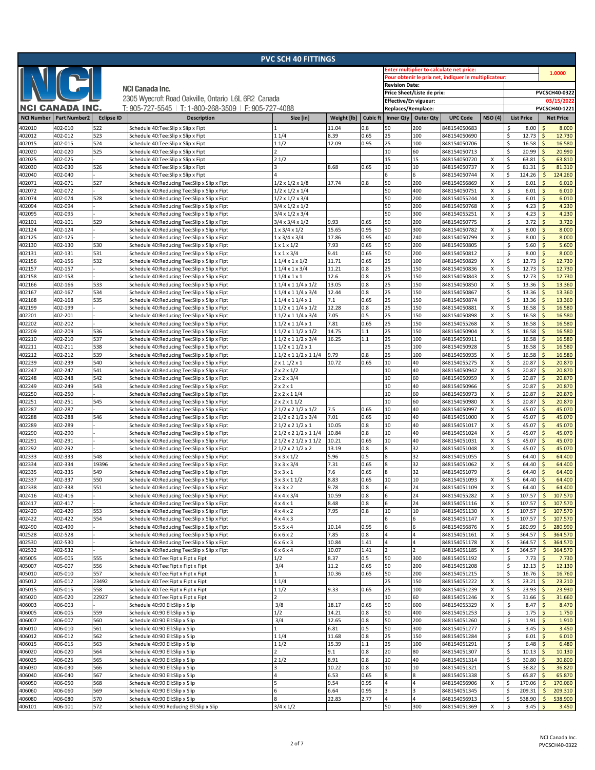# PVC SCH 40 FITTINGS

**NCI CANADA INC.**

NCI Canada Inc.
2305 Wyecroft Road Oakville, Ontario L6L 6R2 Canada
T: 905-727-5545 | T: 1-800-268-3509 | F: 905-727-4088

| | |
|---|---|
| Enter multiplier to calculate net price: / Pour obtenir le prix net, indiquer le multiplicateur: | 1.0000 |
| Revision Date: | |
| Price Sheet/Liste de prix: | PVCSCH40-0322 |
| Effective/En vigueur: | 03/15/2022 |
| Replaces/Remplace: | PVCSCH40-1221 |

| NCI Number | Part Number2 | Eclipse ID | Description | Size [in] | Weight [lb] | Cubic ft | Inner Qty | Outer Qty | UPC Code | NSO (4) | List Price | Net Price |
|---|---|---|---|---|---|---|---|---|---|---|---|---|
| 402010 | 402-010 | 522 | Schedule 40:Tee:Slip x Slip x Fipt | 1 | 11.04 | 0.8 | 50 | 200 | 848154050683 | | $ 8.00 | $ 8.000 |
| 402012 | 402-012 | 523 | Schedule 40:Tee:Slip x Slip x Fipt | 1 1/4 | 8.39 | 0.65 | 25 | 100 | 848154050690 | | $ 12.73 | $ 12.730 |
| 402015 | 402-015 | 524 | Schedule 40:Tee:Slip x Slip x Fipt | 1 1/2 | 12.09 | 0.95 | 25 | 100 | 848154050706 | | $ 16.58 | $ 16.580 |
| 402020 | 402-020 | 525 | Schedule 40:Tee:Slip x Slip x Fipt | 2 | | | 10 | 60 | 848154050713 | | $ 20.99 | $ 20.990 |
| 402025 | 402-025 | - | Schedule 40:Tee:Slip x Slip x Fipt | 2 1/2 | | | 15 | 15 | 848154050720 | X | $ 63.81 | $ 63.810 |
| 402030 | 402-030 | 526 | Schedule 40:Tee:Slip x Slip x Fipt | 3 | 8.68 | 0.65 | 10 | 10 | 848154050737 | X | $ 81.31 | $ 81.310 |
| 402040 | 402-040 | - | Schedule 40:Tee:Slip x Slip x Fipt | 4 | | | 6 | 6 | 848154050744 | X | $ 124.26 | $ 124.260 |
| 402071 | 402-071 | 527 | Schedule 40:Reducing Tee:Slip x Slip x Fipt | 1/2 x 1/2 x 1/8 | 17.74 | 0.8 | 50 | 200 | 848154056869 | X | $ 6.01 | $ 6.010 |
| 402072 | 402-072 | - | Schedule 40:Reducing Tee:Slip x Slip x Fipt | 1/2 x 1/2 x 1/4 | | | 50 | 400 | 848154050751 | X | $ 6.01 | $ 6.010 |
| 402074 | 402-074 | 528 | Schedule 40:Reducing Tee:Slip x Slip x Fipt | 1/2 x 1/2 x 3/4 | | | 50 | 200 | 848154055244 | X | $ 6.01 | $ 6.010 |
| 402094 | 402-094 | - | Schedule 40:Reducing Tee:Slip x Slip x Fipt | 3/4 x 1/2 x 1/2 | | | 50 | 200 | 848154050768 | X | $ 4.23 | $ 4.230 |
| 402095 | 402-095 | - | Schedule 40:Reducing Tee:Slip x Slip x Fipt | 3/4 x 1/2 x 3/4 | | | 50 | 300 | 848154055251 | X | $ 4.23 | $ 4.230 |
| 402101 | 402-101 | 529 | Schedule 40:Reducing Tee:Slip x Slip x Fipt | 3/4 x 3/4 x 1/2 | 9.93 | 0.65 | 50 | 200 | 848154050775 | | $ 3.72 | $ 3.720 |
| 402124 | 402-124 | - | Schedule 40:Reducing Tee:Slip x Slip x Fipt | 1 x 3/4 x 1/2 | 15.65 | 0.95 | 50 | 300 | 848154050782 | X | $ 8.00 | $ 8.000 |
| 402125 | 402-125 | - | Schedule 40:Reducing Tee:Slip x Slip x Fipt | 1 x 3/4 x 3/4 | 17.86 | 0.95 | 40 | 240 | 848154050799 | X | $ 8.00 | $ 8.000 |
| 402130 | 402-130 | 530 | Schedule 40:Reducing Tee:Slip x Slip x Fipt | 1 x 1 x 1/2 | 7.93 | 0.65 | 50 | 200 | 848154050805 | | $ 5.60 | $ 5.600 |
| 402131 | 402-131 | 531 | Schedule 40:Reducing Tee:Slip x Slip x Fipt | 1 x 1 x 3/4 | 9.41 | 0.65 | 50 | 200 | 848154050812 | | $ 8.00 | $ 8.000 |
| 402156 | 402-156 | 532 | Schedule 40:Reducing Tee:Slip x Slip x Fipt | 1 1/4 x 1 x 1/2 | 11.71 | 0.65 | 25 | 100 | 848154050829 | X | $ 12.73 | $ 12.730 |
| 402157 | 402-157 | - | Schedule 40:Reducing Tee:Slip x Slip x Fipt | 1 1/4 x 1 x 3/4 | 11.21 | 0.8 | 25 | 150 | 848154050836 | X | $ 12.73 | $ 12.730 |
| 402158 | 402-158 | - | Schedule 40:Reducing Tee:Slip x Slip x Fipt | 1 1/4 x 1 x 1 | 12.6 | 0.8 | 25 | 150 | 848154050843 | X | $ 12.73 | $ 12.730 |
| 402166 | 402-166 | 533 | Schedule 40:Reducing Tee:Slip x Slip x Fipt | 1 1/4 x 1 1/4 x 1/2 | 13.05 | 0.8 | 25 | 150 | 848154050850 | X | $ 13.36 | $ 13.360 |
| 402167 | 402-167 | 534 | Schedule 40:Reducing Tee:Slip x Slip x Fipt | 1 1/4 x 1 1/4 x 3/4 | 12.44 | 0.8 | 25 | 150 | 848154050867 | | $ 13.36 | $ 13.360 |
| 402168 | 402-168 | 535 | Schedule 40:Reducing Tee:Slip x Slip x Fipt | 1 1/4 x 1 1/4 x 1 | 7.1 | 0.65 | 25 | 150 | 848154050874 | | $ 13.36 | $ 13.360 |
| 402199 | 402-199 | - | Schedule 40:Reducing Tee:Slip x Slip x Fipt | 1 1/2 x 1 1/4 x 1/2 | 12.28 | 0.8 | 25 | 150 | 848154050881 | X | $ 16.58 | $ 16.580 |
| 402201 | 402-201 | - | Schedule 40:Reducing Tee:Slip x Slip x Fipt | 1 1/2 x 1 1/4 x 3/4 | 7.05 | 0.5 | 25 | 150 | 848154050898 | X | $ 16.58 | $ 16.580 |
| 402202 | 402-202 | - | Schedule 40:Reducing Tee:Slip x Slip x Fipt | 1 1/2 x 1 1/4 x 1 | 7.81 | 0.65 | 25 | 150 | 848154055268 | X | $ 16.58 | $ 16.580 |
| 402209 | 402-209 | 536 | Schedule 40:Reducing Tee:Slip x Slip x Fipt | 1 1/2 x 1 1/2 x 1/2 | 14.75 | 1.1 | 25 | 150 | 848154050904 | X | $ 16.58 | $ 16.580 |
| 402210 | 402-210 | 537 | Schedule 40:Reducing Tee:Slip x Slip x Fipt | 1 1/2 x 1 1/2 x 3/4 | 16.25 | 1.1 | 25 | 100 | 848154050911 | | $ 16.58 | $ 16.580 |
| 402211 | 402-211 | 538 | Schedule 40:Reducing Tee:Slip x Slip x Fipt | 1 1/2 x 1 1/2 x 1 | | | 25 | 100 | 848154050928 | | $ 16.58 | $ 16.580 |
| 402212 | 402-212 | 539 | Schedule 40:Reducing Tee:Slip x Slip x Fipt | 1 1/2 x 1 1/2 x 1 1/4 | 9.79 | 0.8 | 25 | 100 | 848154050935 | X | $ 16.58 | $ 16.580 |
| 402239 | 402-239 | 540 | Schedule 40:Reducing Tee:Slip x Slip x Fipt | 2 x 1 1/2 x 1 | 10.72 | 0.65 | 10 | 40 | 848154055275 | X | $ 20.87 | $ 20.870 |
| 402247 | 402-247 | 541 | Schedule 40:Reducing Tee:Slip x Slip x Fipt | 2 x 2 x 1/2 | | | 10 | 40 | 848154050942 | X | $ 20.87 | $ 20.870 |
| 402248 | 402-248 | 542 | Schedule 40:Reducing Tee:Slip x Slip x Fipt | 2 x 2 x 3/4 | | | 10 | 60 | 848154050959 | X | $ 20.87 | $ 20.870 |
| 402249 | 402-249 | 543 | Schedule 40:Reducing Tee:Slip x Slip x Fipt | 2 x 2 x 1 | | | 10 | 40 | 848154050966 | | $ 20.87 | $ 20.870 |
| 402250 | 402-250 | - | Schedule 40:Reducing Tee:Slip x Slip x Fipt | 2 x 2 x 1 1/4 | | | 10 | 60 | 848154050973 | X | $ 20.87 | $ 20.870 |
| 402251 | 402-251 | 545 | Schedule 40:Reducing Tee:Slip x Slip x Fipt | 2 x 2 x 1 1/2 | | | 10 | 60 | 848154050980 | X | $ 20.87 | $ 20.870 |
| 402287 | 402-287 | - | Schedule 40:Reducing Tee:Slip x Slip x Fipt | 2 1/2 x 2 1/2 x 1/2 | 7.5 | 0.65 | 10 | 40 | 848154050997 | X | $ 45.07 | $ 45.070 |
| 402288 | 402-288 | 546 | Schedule 40:Reducing Tee:Slip x Slip x Fipt | 2 1/2 x 2 1/2 x 3/4 | 7.01 | 0.65 | 10 | 40 | 848154051000 | X | $ 45.07 | $ 45.070 |
| 402289 | 402-289 | - | Schedule 40:Reducing Tee:Slip x Slip x Fipt | 2 1/2 x 2 1/2 x 1 | 10.05 | 0.8 | 10 | 40 | 848154051017 | X | $ 45.07 | $ 45.070 |
| 402290 | 402-290 | - | Schedule 40:Reducing Tee:Slip x Slip x Fipt | 2 1/2 x 2 1/2 x 1 1/4 | 10.84 | 0.8 | 10 | 40 | 848154051024 | X | $ 45.07 | $ 45.070 |
| 402291 | 402-291 | - | Schedule 40:Reducing Tee:Slip x Slip x Fipt | 2 1/2 x 2 1/2 x 1 1/2 | 10.21 | 0.65 | 10 | 40 | 848154051031 | X | $ 45.07 | $ 45.070 |
| 402292 | 402-292 | - | Schedule 40:Reducing Tee:Slip x Slip x Fipt | 2 1/2 x 2 1/2 x 2 | 13.19 | 0.8 | 8 | 32 | 848154051048 | X | $ 45.07 | $ 45.070 |
| 402333 | 402-333 | 548 | Schedule 40:Reducing Tee:Slip x Slip x Fipt | 3 x 3 x 1/2 | 5.96 | 0.5 | 8 | 32 | 848154051055 | | $ 64.40 | $ 64.400 |
| 402334 | 402-334 | 19396 | Schedule 40:Reducing Tee:Slip x Slip x Fipt | 3 x 3 x 3/4 | 7.31 | 0.65 | 8 | 32 | 848154051062 | X | $ 64.40 | $ 64.400 |
| 402335 | 402-335 | 549 | Schedule 40:Reducing Tee:Slip x Slip x Fipt | 3 x 3 x 1 | 7.6 | 0.65 | 8 | 32 | 848154051079 | | $ 64.40 | $ 64.400 |
| 402337 | 402-337 | 550 | Schedule 40:Reducing Tee:Slip x Slip x Fipt | 3 x 3 x 1 1/2 | 8.83 | 0.65 | 10 | 10 | 848154051093 | X | $ 64.40 | $ 64.400 |
| 402338 | 402-338 | 551 | Schedule 40:Reducing Tee:Slip x Slip x Fipt | 3 x 3 x 2 | 9.78 | 0.8 | 6 | 24 | 848154051109 | X | $ 64.40 | $ 64.400 |
| 402416 | 402-416 | - | Schedule 40:Reducing Tee:Slip x Slip x Fipt | 4 x 4 x 3/4 | 10.59 | 0.8 | 6 | 24 | 848154055282 | X | $ 107.57 | $ 107.570 |
| 402417 | 402-417 | - | Schedule 40:Reducing Tee:Slip x Slip x Fipt | 4 x 4 x 1 | 8.48 | 0.8 | 6 | 24 | 848154051116 | X | $ 107.57 | $ 107.570 |
| 402420 | 402-420 | 553 | Schedule 40:Reducing Tee:Slip x Slip x Fipt | 4 x 4 x 2 | 7.95 | 0.8 | 10 | 10 | 848154051130 | X | $ 107.57 | $ 107.570 |
| 402422 | 402-422 | 554 | Schedule 40:Reducing Tee:Slip x Slip x Fipt | 4 x 4 x 3 | | | 6 | 6 | 848154051147 | X | $ 107.57 | $ 107.570 |
| 402490 | 402-490 | - | Schedule 40:Reducing Tee:Slip x Slip x Fipt | 5 x 5 x 4 | 10.14 | 0.95 | 6 | 6 | 848154056876 | X | $ 280.99 | $ 280.990 |
| 402528 | 402-528 | - | Schedule 40:Reducing Tee:Slip x Slip x Fipt | 6 x 6 x 2 | 7.85 | 0.8 | 4 | 4 | 848154051161 | X | $ 364.57 | $ 364.570 |
| 402530 | 402-530 | - | Schedule 40:Reducing Tee:Slip x Slip x Fipt | 6 x 6 x 3 | 10.84 | 1.41 | 4 | 4 | 848154051178 | X | $ 364.57 | $ 364.570 |
| 402532 | 402-532 | - | Schedule 40:Reducing Tee:Slip x Slip x Fipt | 6 x 6 x 4 | 10.07 | 1.41 | 2 | 2 | 848154051185 | X | $ 364.57 | $ 364.570 |
| 405005 | 405-005 | 555 | Schedule 40:Tee:Fipt x Fipt x Fipt | 1/2 | 8.37 | 0.5 | 50 | 300 | 848154051192 | | $ 7.73 | $ 7.730 |
| 405007 | 405-007 | 556 | Schedule 40:Tee:Fipt x Fipt x Fipt | 3/4 | 11.2 | 0.65 | 50 | 200 | 848154051208 | | $ 12.13 | $ 12.130 |
| 405010 | 405-010 | 557 | Schedule 40:Tee:Fipt x Fipt x Fipt | 1 | 10.36 | 0.65 | 50 | 200 | 848154051215 | | $ 16.76 | $ 16.760 |
| 405012 | 405-012 | 23492 | Schedule 40:Tee:Fipt x Fipt x Fipt | 1 1/4 | | | 25 | 150 | 848154051222 | X | $ 23.21 | $ 23.210 |
| 405015 | 405-015 | 558 | Schedule 40:Tee:Fipt x Fipt x Fipt | 1 1/2 | 9.33 | 0.65 | 25 | 100 | 848154051239 | X | $ 23.93 | $ 23.930 |
| 405020 | 405-020 | 22927 | Schedule 40:Tee:Fipt x Fipt x Fipt | 2 | | | 10 | 60 | 848154051246 | X | $ 31.66 | $ 31.660 |
| 406003 | 406-003 | - | Schedule 40:90 Ell:Slip x Slip | 3/8 | 18.17 | 0.65 | 50 | 600 | 848154055329 | X | $ 8.47 | $ 8.470 |
| 406005 | 406-005 | 559 | Schedule 40:90 Ell:Slip x Slip | 1/2 | 14.21 | 0.8 | 50 | 400 | 848154051253 | | $ 1.75 | $ 1.750 |
| 406007 | 406-007 | 560 | Schedule 40:90 Ell:Slip x Slip | 3/4 | 12.65 | 0.8 | 50 | 200 | 848154051260 | | $ 1.91 | $ 1.910 |
| 406010 | 406-010 | 561 | Schedule 40:90 Ell:Slip x Slip | 1 | 6.81 | 0.5 | 50 | 300 | 848154051277 | | $ 3.45 | $ 3.450 |
| 406012 | 406-012 | 562 | Schedule 40:90 Ell:Slip x Slip | 1 1/4 | 11.68 | 0.8 | 25 | 150 | 848154051284 | | $ 6.01 | $ 6.010 |
| 406015 | 406-015 | 563 | Schedule 40:90 Ell:Slip x Slip | 1 1/2 | 15.39 | 1.1 | 25 | 100 | 848154051291 | | $ 6.48 | $ 6.480 |
| 406020 | 406-020 | 564 | Schedule 40:90 Ell:Slip x Slip | 2 | 9.1 | 0.8 | 20 | 80 | 848154051307 | | $ 10.13 | $ 10.130 |
| 406025 | 406-025 | 565 | Schedule 40:90 Ell:Slip x Slip | 2 1/2 | 8.91 | 0.8 | 10 | 40 | 848154051314 | | $ 30.80 | $ 30.800 |
| 406030 | 406-030 | 566 | Schedule 40:90 Ell:Slip x Slip | 3 | 10.22 | 0.8 | 10 | 10 | 848154051321 | | $ 36.82 | $ 36.820 |
| 406040 | 406-040 | 567 | Schedule 40:90 Ell:Slip x Slip | 4 | 6.53 | 0.65 | 8 | 8 | 848154051338 | | $ 65.87 | $ 65.870 |
| 406050 | 406-050 | 568 | Schedule 40:90 Ell:Slip x Slip | 5 | 9.54 | 0.95 | 4 | 4 | 848154056906 | X | $ 170.06 | $ 170.060 |
| 406060 | 406-060 | 569 | Schedule 40:90 Ell:Slip x Slip | 6 | 6.64 | 0.95 | 3 | 3 | 848154051345 | | $ 209.31 | $ 209.310 |
| 406080 | 406-080 | 570 | Schedule 40:90 Ell:Slip x Slip | 8 | 22.83 | 2.77 | 4 | 4 | 848154056913 | | $ 538.90 | $ 538.900 |
| 406101 | 406-101 | 572 | Schedule 40:90 Reducing Ell:Slip x Slip | 3/4 x 1/2 | | | 50 | 300 | 848154051369 | X | $ 3.45 | $ 3.450 |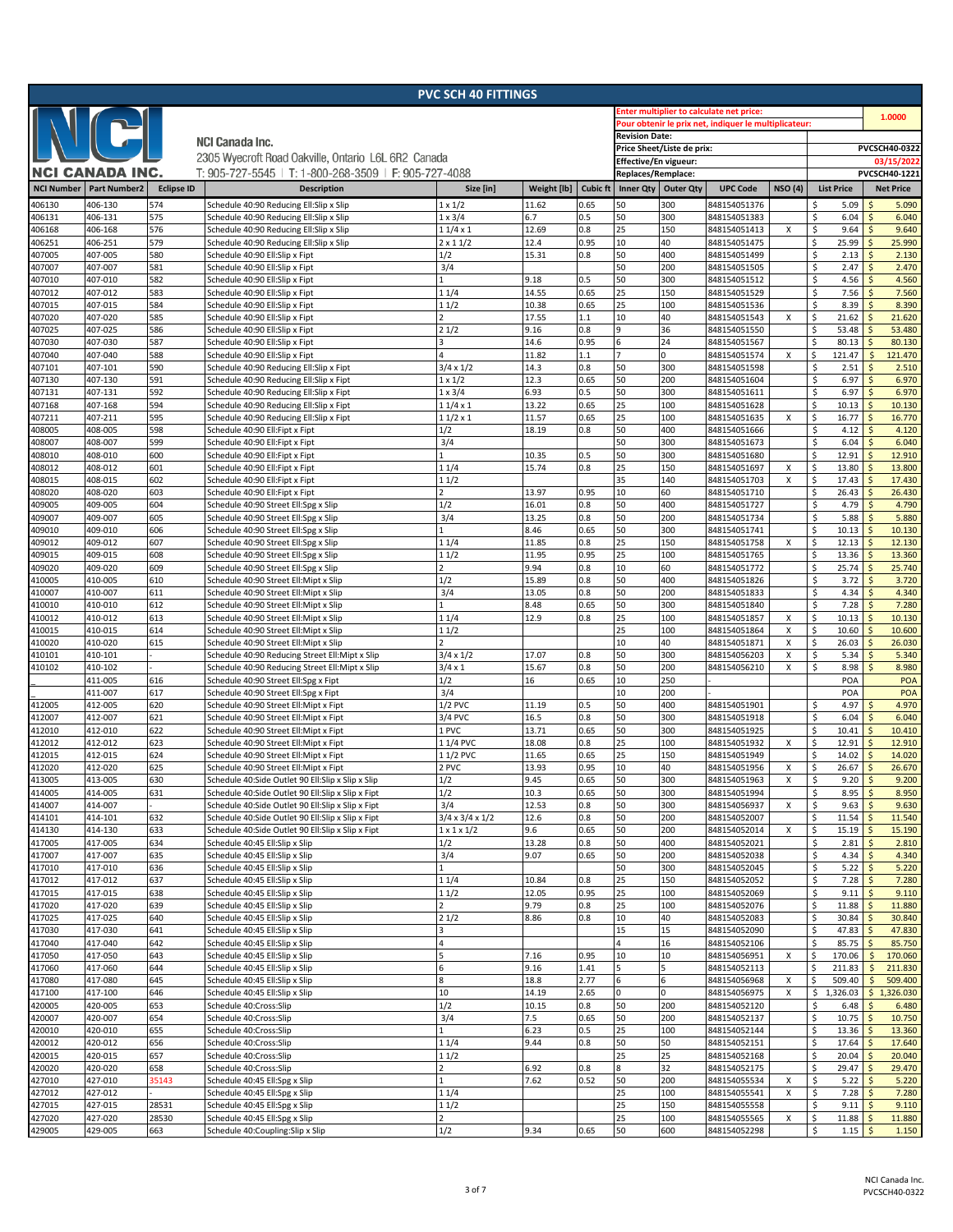# PVC SCH 40 FITTINGS

**NCI CANADA INC.**

NCI Canada Inc.
2305 Wyecroft Road Oakville, Ontario L6L 6R2 Canada
T: 905-727-5545 | T: 1-800-268-3509 | F: 905-727-4088

| | |
|---|---|
| Enter multiplier to calculate net price: / Pour obtenir le prix net, indiquer le multiplicateur: | 1.0000 |
| Revision Date: | |
| Price Sheet/Liste de prix: | PVCSCH40-0322 |
| Effective/En vigueur: | 03/15/2022 |
| Replaces/Remplace: | PVCSCH40-1221 |

| NCI Number | Part Number2 | Eclipse ID | Description | Size [in] | Weight [lb] | Cubic ft | Inner Qty | Outer Qty | UPC Code | NSO (4) | List Price | Net Price |
|---|---|---|---|---|---|---|---|---|---|---|---|---|
| 406130 | 406-130 | 574 | Schedule 40:90 Reducing Ell:Slip x Slip | 1 x 1/2 | 11.62 | 0.65 | 50 | 300 | 848154051376 | | $ 5.09 | $ 5.090 |
| 406131 | 406-131 | 575 | Schedule 40:90 Reducing Ell:Slip x Slip | 1 x 3/4 | 6.7 | 0.5 | 50 | 300 | 848154051383 | | $ 6.04 | $ 6.040 |
| 406168 | 406-168 | 576 | Schedule 40:90 Reducing Ell:Slip x Slip | 1 1/4 x 1 | 12.69 | 0.8 | 25 | 150 | 848154051413 | X | $ 9.64 | $ 9.640 |
| 406251 | 406-251 | 579 | Schedule 40:90 Reducing Ell:Slip x Slip | 2 x 1 1/2 | 12.4 | 0.95 | 10 | 40 | 848154051475 | | $ 25.99 | $ 25.990 |
| 407005 | 407-005 | 580 | Schedule 40:90 Ell:Slip x Fipt | 1/2 | 15.31 | 0.8 | 50 | 400 | 848154051499 | | $ 2.13 | $ 2.130 |
| 407007 | 407-007 | 581 | Schedule 40:90 Ell:Slip x Fipt | 3/4 | | | 50 | 200 | 848154051505 | | $ 2.47 | $ 2.470 |
| 407010 | 407-010 | 582 | Schedule 40:90 Ell:Slip x Fipt | 1 | 9.18 | 0.5 | 50 | 300 | 848154051512 | | $ 4.56 | $ 4.560 |
| 407012 | 407-012 | 583 | Schedule 40:90 Ell:Slip x Fipt | 1 1/4 | 14.55 | 0.65 | 25 | 150 | 848154051529 | | $ 7.56 | $ 7.560 |
| 407015 | 407-015 | 584 | Schedule 40:90 Ell:Slip x Fipt | 1 1/2 | 10.38 | 0.65 | 25 | 100 | 848154051536 | | $ 8.39 | $ 8.390 |
| 407020 | 407-020 | 585 | Schedule 40:90 Ell:Slip x Fipt | 2 | 17.55 | 1.1 | 10 | 40 | 848154051543 | X | $ 21.62 | $ 21.620 |
| 407025 | 407-025 | 586 | Schedule 40:90 Ell:Slip x Fipt | 2 1/2 | 9.16 | 0.8 | 9 | 36 | 848154051550 | | $ 53.48 | $ 53.480 |
| 407030 | 407-030 | 587 | Schedule 40:90 Ell:Slip x Fipt | 3 | 14.6 | 0.95 | 6 | 24 | 848154051567 | | $ 80.13 | $ 80.130 |
| 407040 | 407-040 | 588 | Schedule 40:90 Ell:Slip x Fipt | 4 | 11.82 | 1.1 | 7 | 0 | 848154051574 | X | $ 121.47 | $ 121.470 |
| 407101 | 407-101 | 590 | Schedule 40:90 Reducing Ell:Slip x Fipt | 3/4 x 1/2 | 14.3 | 0.8 | 50 | 300 | 848154051598 | | $ 2.51 | $ 2.510 |
| 407130 | 407-130 | 591 | Schedule 40:90 Reducing Ell:Slip x Fipt | 1 x 1/2 | 12.3 | 0.65 | 50 | 200 | 848154051604 | | $ 6.97 | $ 6.970 |
| 407131 | 407-131 | 592 | Schedule 40:90 Reducing Ell:Slip x Fipt | 1 x 3/4 | 6.93 | 0.5 | 50 | 300 | 848154051611 | | $ 6.97 | $ 6.970 |
| 407168 | 407-168 | 594 | Schedule 40:90 Reducing Ell:Slip x Fipt | 1 1/4 x 1 | 13.22 | 0.65 | 25 | 100 | 848154051628 | | $ 10.13 | $ 10.130 |
| 407211 | 407-211 | 595 | Schedule 40:90 Reducing Ell:Slip x Fipt | 1 1/2 x 1 | 11.57 | 0.65 | 25 | 100 | 848154051635 | X | $ 16.77 | $ 16.770 |
| 408005 | 408-005 | 598 | Schedule 40:90 Ell:Fipt x Fipt | 1/2 | 18.19 | 0.8 | 50 | 400 | 848154051666 | | $ 4.12 | $ 4.120 |
| 408007 | 408-007 | 599 | Schedule 40:90 Ell:Fipt x Fipt | 3/4 | | | 50 | 300 | 848154051673 | | $ 6.04 | $ 6.040 |
| 408010 | 408-010 | 600 | Schedule 40:90 Ell:Fipt x Fipt | 1 | 10.35 | 0.5 | 50 | 300 | 848154051680 | | $ 12.91 | $ 12.910 |
| 408012 | 408-012 | 601 | Schedule 40:90 Ell:Fipt x Fipt | 1 1/4 | 15.74 | 0.8 | 25 | 150 | 848154051697 | X | $ 13.80 | $ 13.800 |
| 408015 | 408-015 | 602 | Schedule 40:90 Ell:Fipt x Fipt | 1 1/2 | | | 35 | 140 | 848154051703 | X | $ 17.43 | $ 17.430 |
| 408020 | 408-020 | 603 | Schedule 40:90 Ell:Fipt x Fipt | 2 | 13.97 | 0.95 | 10 | 60 | 848154051710 | | $ 26.43 | $ 26.430 |
| 409005 | 409-005 | 604 | Schedule 40:90 Street Ell:Spg x Slip | 1/2 | 16.01 | 0.8 | 50 | 400 | 848154051727 | | $ 4.79 | $ 4.790 |
| 409007 | 409-007 | 605 | Schedule 40:90 Street Ell:Spg x Slip | 3/4 | 13.25 | 0.8 | 50 | 200 | 848154051734 | | $ 5.88 | $ 5.880 |
| 409010 | 409-010 | 606 | Schedule 40:90 Street Ell:Spg x Slip | 1 | 8.46 | 0.65 | 50 | 300 | 848154051741 | | $ 10.13 | $ 10.130 |
| 409012 | 409-012 | 607 | Schedule 40:90 Street Ell:Spg x Slip | 1 1/4 | 11.85 | 0.8 | 25 | 150 | 848154051758 | X | $ 12.13 | $ 12.130 |
| 409015 | 409-015 | 608 | Schedule 40:90 Street Ell:Spg x Slip | 1 1/2 | 11.95 | 0.95 | 25 | 100 | 848154051765 | | $ 13.36 | $ 13.360 |
| 409020 | 409-020 | 609 | Schedule 40:90 Street Ell:Spg x Slip | 2 | 9.94 | 0.8 | 10 | 60 | 848154051772 | | $ 25.74 | $ 25.740 |
| 410005 | 410-005 | 610 | Schedule 40:90 Street Ell:Mipt x Slip | 1/2 | 15.89 | 0.8 | 50 | 400 | 848154051826 | | $ 3.72 | $ 3.720 |
| 410007 | 410-007 | 611 | Schedule 40:90 Street Ell:Mipt x Slip | 3/4 | 13.05 | 0.8 | 50 | 200 | 848154051833 | | $ 4.34 | $ 4.340 |
| 410010 | 410-010 | 612 | Schedule 40:90 Street Ell:Mipt x Slip | 1 | 8.48 | 0.65 | 50 | 300 | 848154051840 | | $ 7.28 | $ 7.280 |
| 410012 | 410-012 | 613 | Schedule 40:90 Street Ell:Mipt x Slip | 1 1/4 | 12.9 | 0.8 | 25 | 100 | 848154051857 | X | $ 10.13 | $ 10.130 |
| 410015 | 410-015 | 614 | Schedule 40:90 Street Ell:Mipt x Slip | 1 1/2 | | | 25 | 100 | 848154051864 | X | $ 10.60 | $ 10.600 |
| 410020 | 410-020 | 615 | Schedule 40:90 Street Ell:Mipt x Slip | 2 | | | 10 | 40 | 848154051871 | X | $ 26.03 | $ 26.030 |
| 410101 | 410-101 | - | Schedule 40:90 Reducing Street Ell:Mipt x Slip | 3/4 x 1/2 | 17.07 | 0.8 | 50 | 300 | 848154056203 | X | $ 5.34 | $ 5.340 |
| 410102 | 410-102 | - | Schedule 40:90 Reducing Street Ell:Mipt x Slip | 3/4 x 1 | 15.67 | 0.8 | 50 | 200 | 848154056210 | X | $ 8.98 | $ 8.980 |
| _ | 411-005 | 616 | Schedule 40:90 Street Ell:Spg x Fipt | 1/2 | 16 | 0.65 | 10 | 250 | - | | POA | POA |
| _ | 411-007 | 617 | Schedule 40:90 Street Ell:Spg x Fipt | 3/4 | | | 10 | 200 | - | | POA | POA |
| 412005 | 412-005 | 620 | Schedule 40:90 Street Ell:Mipt x Fipt | 1/2 PVC | 11.19 | 0.5 | 50 | 400 | 848154051901 | | $ 4.97 | $ 4.970 |
| 412007 | 412-007 | 621 | Schedule 40:90 Street Ell:Mipt x Fipt | 3/4 PVC | 16.5 | 0.8 | 50 | 300 | 848154051918 | | $ 6.04 | $ 6.040 |
| 412010 | 412-010 | 622 | Schedule 40:90 Street Ell:Mipt x Fipt | 1 PVC | 13.71 | 0.65 | 50 | 300 | 848154051925 | | $ 10.41 | $ 10.410 |
| 412012 | 412-012 | 623 | Schedule 40:90 Street Ell:Mipt x Fipt | 1 1/4 PVC | 18.08 | 0.8 | 25 | 100 | 848154051932 | X | $ 12.91 | $ 12.910 |
| 412015 | 412-015 | 624 | Schedule 40:90 Street Ell:Mipt x Fipt | 1 1/2 PVC | 11.65 | 0.65 | 25 | 150 | 848154051949 | | $ 14.02 | $ 14.020 |
| 412020 | 412-020 | 625 | Schedule 40:90 Street Ell:Mipt x Fipt | 2 PVC | 13.93 | 0.95 | 10 | 40 | 848154051956 | X | $ 26.67 | $ 26.670 |
| 413005 | 413-005 | 630 | Schedule 40:Side Outlet 90 Ell:Slip x Slip x Slip | 1/2 | 9.45 | 0.65 | 50 | 300 | 848154051963 | X | $ 9.20 | $ 9.200 |
| 414005 | 414-005 | 631 | Schedule 40:Side Outlet 90 Ell:Slip x Slip x Fipt | 1/2 | 10.3 | 0.65 | 50 | 300 | 848154051994 | | $ 8.95 | $ 8.950 |
| 414007 | 414-007 | - | Schedule 40:Side Outlet 90 Ell:Slip x Slip x Fipt | 3/4 | 12.53 | 0.8 | 50 | 300 | 848154056937 | X | $ 9.63 | $ 9.630 |
| 414101 | 414-101 | 632 | Schedule 40:Side Outlet 90 Ell:Slip x Slip x Fipt | 3/4 x 3/4 x 1/2 | 12.6 | 0.8 | 50 | 200 | 848154052007 | | $ 11.54 | $ 11.540 |
| 414130 | 414-130 | 633 | Schedule 40:Side Outlet 90 Ell:Slip x Slip x Fipt | 1 x 1 x 1/2 | 9.6 | 0.65 | 50 | 200 | 848154052014 | X | $ 15.19 | $ 15.190 |
| 417005 | 417-005 | 634 | Schedule 40:45 Ell:Slip x Slip | 1/2 | 13.28 | 0.8 | 50 | 400 | 848154052021 | | $ 2.81 | $ 2.810 |
| 417007 | 417-007 | 635 | Schedule 40:45 Ell:Slip x Slip | 3/4 | 9.07 | 0.65 | 50 | 200 | 848154052038 | | $ 4.34 | $ 4.340 |
| 417010 | 417-010 | 636 | Schedule 40:45 Ell:Slip x Slip | 1 | | | 50 | 300 | 848154052045 | | $ 5.22 | $ 5.220 |
| 417012 | 417-012 | 637 | Schedule 40:45 Ell:Slip x Slip | 1 1/4 | 10.84 | 0.8 | 25 | 150 | 848154052052 | | $ 7.28 | $ 7.280 |
| 417015 | 417-015 | 638 | Schedule 40:45 Ell:Slip x Slip | 1 1/2 | 12.05 | 0.95 | 25 | 100 | 848154052069 | | $ 9.11 | $ 9.110 |
| 417020 | 417-020 | 639 | Schedule 40:45 Ell:Slip x Slip | 2 | 9.79 | 0.8 | 25 | 100 | 848154052076 | | $ 11.88 | $ 11.880 |
| 417025 | 417-025 | 640 | Schedule 40:45 Ell:Slip x Slip | 2 1/2 | 8.86 | 0.8 | 10 | 40 | 848154052083 | | $ 30.84 | $ 30.840 |
| 417030 | 417-030 | 641 | Schedule 40:45 Ell:Slip x Slip | 3 | | | 15 | 15 | 848154052090 | | $ 47.83 | $ 47.830 |
| 417040 | 417-040 | 642 | Schedule 40:45 Ell:Slip x Slip | 4 | | | 4 | 16 | 848154052106 | | $ 85.75 | $ 85.750 |
| 417050 | 417-050 | 643 | Schedule 40:45 Ell:Slip x Slip | 5 | 7.16 | 0.95 | 10 | 10 | 848154056951 | X | $ 170.06 | $ 170.060 |
| 417060 | 417-060 | 644 | Schedule 40:45 Ell:Slip x Slip | 6 | 9.16 | 1.41 | 5 | 5 | 848154052113 | | $ 211.83 | $ 211.830 |
| 417080 | 417-080 | 645 | Schedule 40:45 Ell:Slip x Slip | 8 | 18.8 | 2.77 | 6 | 6 | 848154056968 | X | $ 509.40 | $ 509.400 |
| 417100 | 417-100 | 646 | Schedule 40:45 Ell:Slip x Slip | 10 | 14.19 | 2.65 | 0 | 0 | 848154056975 | X | $ 1,326.03 | $ 1,326.030 |
| 420005 | 420-005 | 653 | Schedule 40:Cross:Slip | 1/2 | 10.15 | 0.8 | 50 | 200 | 848154052120 | | $ 6.48 | $ 6.480 |
| 420007 | 420-007 | 654 | Schedule 40:Cross:Slip | 3/4 | 7.5 | 0.65 | 50 | 200 | 848154052137 | | $ 10.75 | $ 10.750 |
| 420010 | 420-010 | 655 | Schedule 40:Cross:Slip | 1 | 6.23 | 0.5 | 25 | 100 | 848154052144 | | $ 13.36 | $ 13.360 |
| 420012 | 420-012 | 656 | Schedule 40:Cross:Slip | 1 1/4 | 9.44 | 0.8 | 50 | 50 | 848154052151 | | $ 17.64 | $ 17.640 |
| 420015 | 420-015 | 657 | Schedule 40:Cross:Slip | 1 1/2 | | | 25 | 25 | 848154052168 | | $ 20.04 | $ 20.040 |
| 420020 | 420-020 | 658 | Schedule 40:Cross:Slip | 2 | 6.92 | 0.8 | 8 | 32 | 848154052175 | | $ 29.47 | $ 29.470 |
| 427010 | 427-010 | 35143 | Schedule 40:45 Ell:Spg x Slip | 1 | 7.62 | 0.52 | 50 | 200 | 848154055534 | X | $ 5.22 | $ 5.220 |
| 427012 | 427-012 | - | Schedule 40:45 Ell:Spg x Slip | 1 1/4 | | | 25 | 100 | 848154055541 | X | $ 7.28 | $ 7.280 |
| 427015 | 427-015 | 28531 | Schedule 40:45 Ell:Spg x Slip | 1 1/2 | | | 25 | 150 | 848154055558 | | $ 9.11 | $ 9.110 |
| 427020 | 427-020 | 28530 | Schedule 40:45 Ell:Spg x Slip | 2 | | | 25 | 100 | 848154055565 | X | $ 11.88 | $ 11.880 |
| 429005 | 429-005 | 663 | Schedule 40:Coupling:Slip x Slip | 1/2 | 9.34 | 0.65 | 50 | 600 | 848154052298 | | $ 1.15 | $ 1.150 |

NCI Canada Inc.
PVCSCH40-0322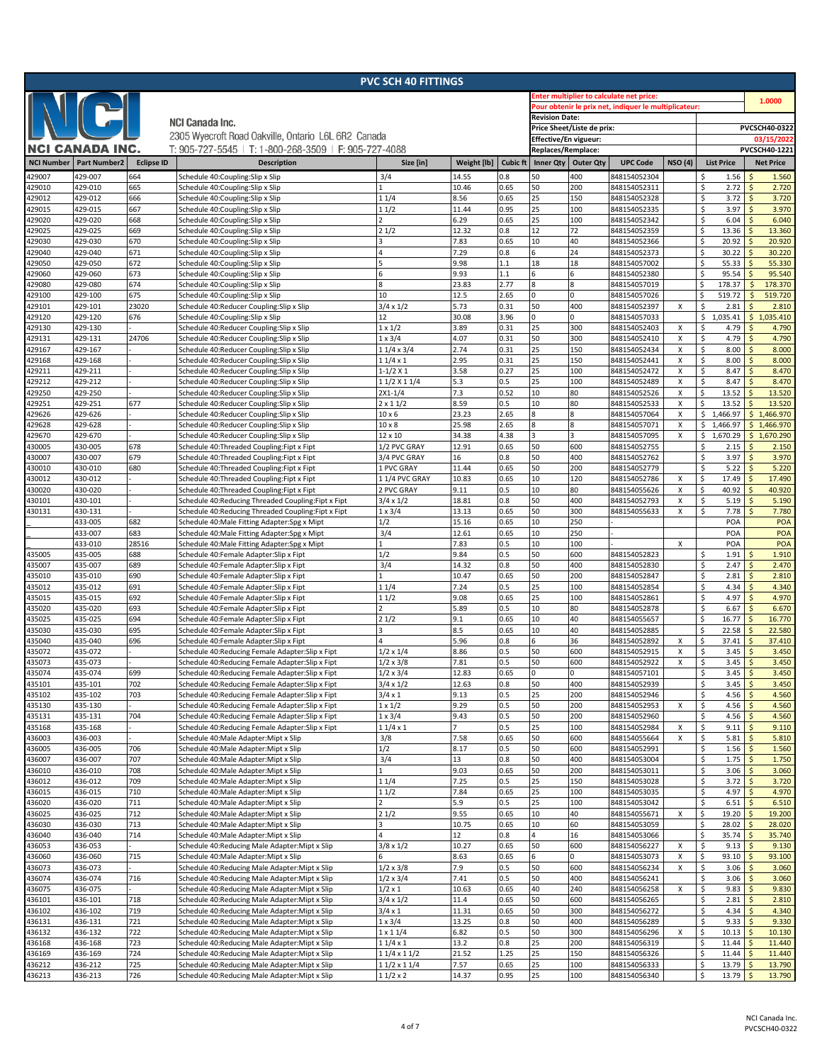# PVC SCH 40 FITTINGS

**NCI CANADA INC.**

NCI Canada Inc.
2305 Wyecroft Road Oakville, Ontario L6L 6R2 Canada
T: 905-727-5545 | T: 1-800-268-3509 | F: 905-727-4088

| | |
|---|---|
| Enter multiplier to calculate net price: / Pour obtenir le prix net, indiquer le multiplicateur: | 1.0000 |
| Revision Date: | |
| Price Sheet/Liste de prix: | PVCSCH40-0322 |
| Effective/En vigueur: | 03/15/2022 |
| Replaces/Remplace: | PVCSCH40-1221 |

| NCI Number | Part Number2 | Eclipse ID | Description | Size [in] | Weight [lb] | Cubic ft | Inner Qty | Outer Qty | UPC Code | NSO (4) | List Price | Net Price |
|---|---|---|---|---|---|---|---|---|---|---|---|---|
| 429007 | 429-007 | 664 | Schedule 40:Coupling:Slip x Slip | 3/4 | 14.55 | 0.8 | 50 | 400 | 848154052304 | | $ 1.56 | $ 1.560 |
| 429010 | 429-010 | 665 | Schedule 40:Coupling:Slip x Slip | 1 | 10.46 | 0.65 | 50 | 200 | 848154052311 | | $ 2.72 | $ 2.720 |
| 429012 | 429-012 | 666 | Schedule 40:Coupling:Slip x Slip | 1 1/4 | 8.56 | 0.65 | 25 | 150 | 848154052328 | | $ 3.72 | $ 3.720 |
| 429015 | 429-015 | 667 | Schedule 40:Coupling:Slip x Slip | 1 1/2 | 11.44 | 0.95 | 25 | 100 | 848154052335 | | $ 3.97 | $ 3.970 |
| 429020 | 429-020 | 668 | Schedule 40:Coupling:Slip x Slip | 2 | 6.29 | 0.65 | 25 | 100 | 848154052342 | | $ 6.04 | $ 6.040 |
| 429025 | 429-025 | 669 | Schedule 40:Coupling:Slip x Slip | 2 1/2 | 12.32 | 0.8 | 12 | 72 | 848154052359 | | $ 13.36 | $ 13.360 |
| 429030 | 429-030 | 670 | Schedule 40:Coupling:Slip x Slip | 3 | 7.83 | 0.65 | 10 | 40 | 848154052366 | | $ 20.92 | $ 20.920 |
| 429040 | 429-040 | 671 | Schedule 40:Coupling:Slip x Slip | 4 | 7.29 | 0.8 | 6 | 24 | 848154052373 | | $ 30.22 | $ 30.220 |
| 429050 | 429-050 | 672 | Schedule 40:Coupling:Slip x Slip | 5 | 9.98 | 1.1 | 18 | 18 | 848154057002 | | $ 55.33 | $ 55.330 |
| 429060 | 429-060 | 673 | Schedule 40:Coupling:Slip x Slip | 6 | 9.93 | 1.1 | 6 | 6 | 848154052380 | | $ 95.54 | $ 95.540 |
| 429080 | 429-080 | 674 | Schedule 40:Coupling:Slip x Slip | 8 | 23.83 | 2.77 | 8 | 8 | 848154057019 | | $ 178.37 | $ 178.370 |
| 429100 | 429-100 | 675 | Schedule 40:Coupling:Slip x Slip | 10 | 12.5 | 2.65 | 0 | 0 | 848154057026 | | $ 519.72 | $ 519.720 |
| 429101 | 429-101 | 23020 | Schedule 40:Reducer Coupling:Slip x Slip | 3/4 x 1/2 | 5.73 | 0.31 | 50 | 400 | 848154052397 | X | $ 2.81 | $ 2.810 |
| 429120 | 429-120 | 676 | Schedule 40:Coupling:Slip x Slip | 12 | 30.08 | 3.96 | 0 | 0 | 848154057033 | | $ 1,035.41 | $ 1,035.410 |
| 429130 | 429-130 | - | Schedule 40:Reducer Coupling:Slip x Slip | 1 x 1/2 | 3.89 | 0.31 | 25 | 300 | 848154052403 | X | $ 4.79 | $ 4.790 |
| 429131 | 429-131 | 24706 | Schedule 40:Reducer Coupling:Slip x Slip | 1 x 3/4 | 4.07 | 0.31 | 50 | 300 | 848154052410 | X | $ 4.79 | $ 4.790 |
| 429167 | 429-167 | - | Schedule 40:Reducer Coupling:Slip x Slip | 1 1/4 x 3/4 | 2.74 | 0.31 | 25 | 150 | 848154052434 | X | $ 8.00 | $ 8.000 |
| 429168 | 429-168 | - | Schedule 40:Reducer Coupling:Slip x Slip | 1 1/4 x 1 | 2.95 | 0.31 | 25 | 150 | 848154052441 | X | $ 8.00 | $ 8.000 |
| 429211 | 429-211 | - | Schedule 40:Reducer Coupling:Slip x Slip | 1-1/2 X 1 | 3.58 | 0.27 | 25 | 100 | 848154052472 | X | $ 8.47 | $ 8.470 |
| 429212 | 429-212 | - | Schedule 40:Reducer Coupling:Slip x Slip | 1 1/2 X 1 1/4 | 5.3 | 0.5 | 25 | 100 | 848154052489 | X | $ 8.47 | $ 8.470 |
| 429250 | 429-250 | - | Schedule 40:Reducer Coupling:Slip x Slip | 2X1-1/4 | 7.3 | 0.52 | 10 | 80 | 848154052526 | X | $ 13.52 | $ 13.520 |
| 429251 | 429-251 | 677 | Schedule 40:Reducer Coupling:Slip x Slip | 2 x 1 1/2 | 8.59 | 0.5 | 10 | 80 | 848154052533 | X | $ 13.52 | $ 13.520 |
| 429626 | 429-626 | - | Schedule 40:Reducer Coupling:Slip x Slip | 10 x 6 | 23.23 | 2.65 | 8 | 8 | 848154057064 | X | $ 1,466.97 | $ 1,466.970 |
| 429628 | 429-628 | - | Schedule 40:Reducer Coupling:Slip x Slip | 10 x 8 | 25.98 | 2.65 | 8 | 8 | 848154057071 | X | $ 1,466.97 | $ 1,466.970 |
| 429670 | 429-670 | - | Schedule 40:Reducer Coupling:Slip x Slip | 12 x 10 | 34.38 | 4.38 | 3 | 3 | 848154057095 | X | $ 1,670.29 | $ 1,670.290 |
| 430005 | 430-005 | 678 | Schedule 40:Threaded Coupling:Fipt x Fipt | 1/2 PVC GRAY | 12.91 | 0.65 | 50 | 600 | 848154052755 | | $ 2.15 | $ 2.150 |
| 430007 | 430-007 | 679 | Schedule 40:Threaded Coupling:Fipt x Fipt | 3/4 PVC GRAY | 16 | 0.8 | 50 | 400 | 848154052762 | | $ 3.97 | $ 3.970 |
| 430010 | 430-010 | 680 | Schedule 40:Threaded Coupling:Fipt x Fipt | 1 PVC GRAY | 11.44 | 0.65 | 50 | 200 | 848154052779 | | $ 5.22 | $ 5.220 |
| 430012 | 430-012 | - | Schedule 40:Threaded Coupling:Fipt x Fipt | 1 1/4 PVC GRAY | 10.83 | 0.65 | 10 | 120 | 848154052786 | X | $ 17.49 | $ 17.490 |
| 430020 | 430-020 | - | Schedule 40:Threaded Coupling:Fipt x Fipt | 2 PVC GRAY | 9.11 | 0.5 | 10 | 80 | 848154055626 | X | $ 40.92 | $ 40.920 |
| 430101 | 430-101 | - | Schedule 40:Reducing Threaded Coupling:Fipt x Fipt | 3/4 x 1/2 | 18.81 | 0.8 | 50 | 400 | 848154052793 | X | $ 5.19 | $ 5.190 |
| 430131 | 430-131 | - | Schedule 40:Reducing Threaded Coupling:Fipt x Fipt | 1 x 3/4 | 13.13 | 0.65 | 50 | 300 | 848154055633 | X | $ 7.78 | $ 7.780 |
| _ | 433-005 | 682 | Schedule 40:Male Fitting Adapter:Spg x Mipt | 1/2 | 15.16 | 0.65 | 10 | 250 | - | | POA | POA |
| | 433-007 | 683 | Schedule 40:Male Fitting Adapter:Spg x Mipt | 3/4 | 12.61 | 0.65 | 10 | 250 | - | | POA | POA |
| _ | 433-010 | 28516 | Schedule 40:Male Fitting Adapter:Spg x Mipt | 1 | 7.83 | 0.5 | 10 | 100 | - | X | POA | POA |
| 435005 | 435-005 | 688 | Schedule 40:Female Adapter:Slip x Fipt | 1/2 | 9.84 | 0.5 | 50 | 600 | 848154052823 | | $ 1.91 | $ 1.910 |
| 435007 | 435-007 | 689 | Schedule 40:Female Adapter:Slip x Fipt | 3/4 | 14.32 | 0.8 | 50 | 400 | 848154052830 | | $ 2.47 | $ 2.470 |
| 435010 | 435-010 | 690 | Schedule 40:Female Adapter:Slip x Fipt | 1 | 10.47 | 0.65 | 50 | 200 | 848154052847 | | $ 2.81 | $ 2.810 |
| 435012 | 435-012 | 691 | Schedule 40:Female Adapter:Slip x Fipt | 1 1/4 | 7.24 | 0.5 | 25 | 100 | 848154052854 | | $ 4.34 | $ 4.340 |
| 435015 | 435-015 | 692 | Schedule 40:Female Adapter:Slip x Fipt | 1 1/2 | 9.08 | 0.65 | 25 | 100 | 848154052861 | | $ 4.97 | $ 4.970 |
| 435020 | 435-020 | 693 | Schedule 40:Female Adapter:Slip x Fipt | 2 | 5.89 | 0.5 | 10 | 80 | 848154052878 | | $ 6.67 | $ 6.670 |
| 435025 | 435-025 | 694 | Schedule 40:Female Adapter:Slip x Fipt | 2 1/2 | 9.1 | 0.65 | 10 | 40 | 848154055657 | | $ 16.77 | $ 16.770 |
| 435030 | 435-030 | 695 | Schedule 40:Female Adapter:Slip x Fipt | 3 | 8.5 | 0.65 | 10 | 40 | 848154052885 | | $ 22.58 | $ 22.580 |
| 435040 | 435-040 | 696 | Schedule 40:Female Adapter:Slip x Fipt | 4 | 5.96 | 0.8 | 6 | 36 | 848154052892 | X | $ 37.41 | $ 37.410 |
| 435072 | 435-072 | - | Schedule 40:Reducing Female Adapter:Slip x Fipt | 1/2 x 1/4 | 8.86 | 0.5 | 50 | 600 | 848154052915 | X | $ 3.45 | $ 3.450 |
| 435073 | 435-073 | - | Schedule 40:Reducing Female Adapter:Slip x Fipt | 1/2 x 3/8 | 7.81 | 0.5 | 50 | 600 | 848154052922 | X | $ 3.45 | $ 3.450 |
| 435074 | 435-074 | 699 | Schedule 40:Reducing Female Adapter:Slip x Fipt | 1/2 x 3/4 | 12.83 | 0.65 | 0 | 0 | 848154057101 | | $ 3.45 | $ 3.450 |
| 435101 | 435-101 | 702 | Schedule 40:Reducing Female Adapter:Slip x Fipt | 3/4 x 1/2 | 12.63 | 0.8 | 50 | 400 | 848154052939 | | $ 3.45 | $ 3.450 |
| 435102 | 435-102 | 703 | Schedule 40:Reducing Female Adapter:Slip x Fipt | 3/4 x 1 | 9.13 | 0.5 | 25 | 200 | 848154052946 | | $ 4.56 | $ 4.560 |
| 435130 | 435-130 | - | Schedule 40:Reducing Female Adapter:Slip x Fipt | 1 x 1/2 | 9.29 | 0.5 | 50 | 200 | 848154052953 | X | $ 4.56 | $ 4.560 |
| 435131 | 435-131 | 704 | Schedule 40:Reducing Female Adapter:Slip x Fipt | 1 x 3/4 | 9.43 | 0.5 | 50 | 200 | 848154052960 | | $ 4.56 | $ 4.560 |
| 435168 | 435-168 | - | Schedule 40:Reducing Female Adapter:Slip x Fipt | 1 1/4 x 1 | 7 | 0.5 | 25 | 100 | 848154052984 | X | $ 9.11 | $ 9.110 |
| 436003 | 436-003 | - | Schedule 40:Male Adapter:Mipt x Slip | 3/8 | 7.58 | 0.65 | 50 | 600 | 848154055664 | X | $ 5.81 | $ 5.810 |
| 436005 | 436-005 | 706 | Schedule 40:Male Adapter:Mipt x Slip | 1/2 | 8.17 | 0.5 | 50 | 600 | 848154052991 | | $ 1.56 | $ 1.560 |
| 436007 | 436-007 | 707 | Schedule 40:Male Adapter:Mipt x Slip | 3/4 | 13 | 0.8 | 50 | 400 | 848154053004 | | $ 1.75 | $ 1.750 |
| 436010 | 436-010 | 708 | Schedule 40:Male Adapter:Mipt x Slip | 1 | 9.03 | 0.65 | 50 | 200 | 848154053011 | | $ 3.06 | $ 3.060 |
| 436012 | 436-012 | 709 | Schedule 40:Male Adapter:Mipt x Slip | 1 1/4 | 7.25 | 0.5 | 25 | 150 | 848154053028 | | $ 3.72 | $ 3.720 |
| 436015 | 436-015 | 710 | Schedule 40:Male Adapter:Mipt x Slip | 1 1/2 | 7.84 | 0.65 | 25 | 100 | 848154053035 | | $ 4.97 | $ 4.970 |
| 436020 | 436-020 | 711 | Schedule 40:Male Adapter:Mipt x Slip | 2 | 5.9 | 0.5 | 25 | 100 | 848154053042 | | $ 6.51 | $ 6.510 |
| 436025 | 436-025 | 712 | Schedule 40:Male Adapter:Mipt x Slip | 2 1/2 | 9.55 | 0.65 | 10 | 40 | 848154055671 | X | $ 19.20 | $ 19.200 |
| 436030 | 436-030 | 713 | Schedule 40:Male Adapter:Mipt x Slip | 3 | 10.75 | 0.65 | 10 | 60 | 848154053059 | | $ 28.02 | $ 28.020 |
| 436040 | 436-040 | 714 | Schedule 40:Male Adapter:Mipt x Slip | 4 | 12 | 0.8 | 4 | 16 | 848154053066 | | $ 35.74 | $ 35.740 |
| 436053 | 436-053 | - | Schedule 40:Reducing Male Adapter:Mipt x Slip | 3/8 x 1/2 | 10.27 | 0.65 | 50 | 600 | 848154056227 | X | $ 9.13 | $ 9.130 |
| 436060 | 436-060 | 715 | Schedule 40:Male Adapter:Mipt x Slip | 6 | 8.63 | 0.65 | 6 | 0 | 848154053073 | X | $ 93.10 | $ 93.100 |
| 436073 | 436-073 | - | Schedule 40:Reducing Male Adapter:Mipt x Slip | 1/2 x 3/8 | 7.9 | 0.5 | 50 | 600 | 848154056234 | X | $ 3.06 | $ 3.060 |
| 436074 | 436-074 | 716 | Schedule 40:Reducing Male Adapter:Mipt x Slip | 1/2 x 3/4 | 7.41 | 0.5 | 50 | 400 | 848154056241 | | $ 3.06 | $ 3.060 |
| 436075 | 436-075 | - | Schedule 40:Reducing Male Adapter:Mipt x Slip | 1/2 x 1 | 10.63 | 0.65 | 40 | 240 | 848154056258 | X | $ 9.83 | $ 9.830 |
| 436101 | 436-101 | 718 | Schedule 40:Reducing Male Adapter:Mipt x Slip | 3/4 x 1/2 | 11.4 | 0.65 | 50 | 600 | 848154056265 | | $ 2.81 | $ 2.810 |
| 436102 | 436-102 | 719 | Schedule 40:Reducing Male Adapter:Mipt x Slip | 3/4 x 1 | 11.31 | 0.65 | 50 | 300 | 848154056272 | | $ 4.34 | $ 4.340 |
| 436131 | 436-131 | 721 | Schedule 40:Reducing Male Adapter:Mipt x Slip | 1 x 3/4 | 13.25 | 0.8 | 50 | 400 | 848154056289 | | $ 9.33 | $ 9.330 |
| 436132 | 436-132 | 722 | Schedule 40:Reducing Male Adapter:Mipt x Slip | 1 x 1 1/4 | 6.82 | 0.5 | 50 | 300 | 848154056296 | X | $ 10.13 | $ 10.130 |
| 436168 | 436-168 | 723 | Schedule 40:Reducing Male Adapter:Mipt x Slip | 1 1/4 x 1 | 13.2 | 0.8 | 25 | 200 | 848154056319 | | $ 11.44 | $ 11.440 |
| 436169 | 436-169 | 724 | Schedule 40:Reducing Male Adapter:Mipt x Slip | 1 1/4 x 1 1/2 | 21.52 | 1.25 | 25 | 150 | 848154056326 | | $ 11.44 | $ 11.440 |
| 436212 | 436-212 | 725 | Schedule 40:Reducing Male Adapter:Mipt x Slip | 1 1/2 x 1 1/4 | 7.57 | 0.65 | 25 | 100 | 848154056333 | | $ 13.79 | $ 13.790 |
| 436213 | 436-213 | 726 | Schedule 40:Reducing Male Adapter:Mipt x Slip | 1 1/2 x 2 | 14.37 | 0.95 | 25 | 100 | 848154056340 | | $ 13.79 | $ 13.790 |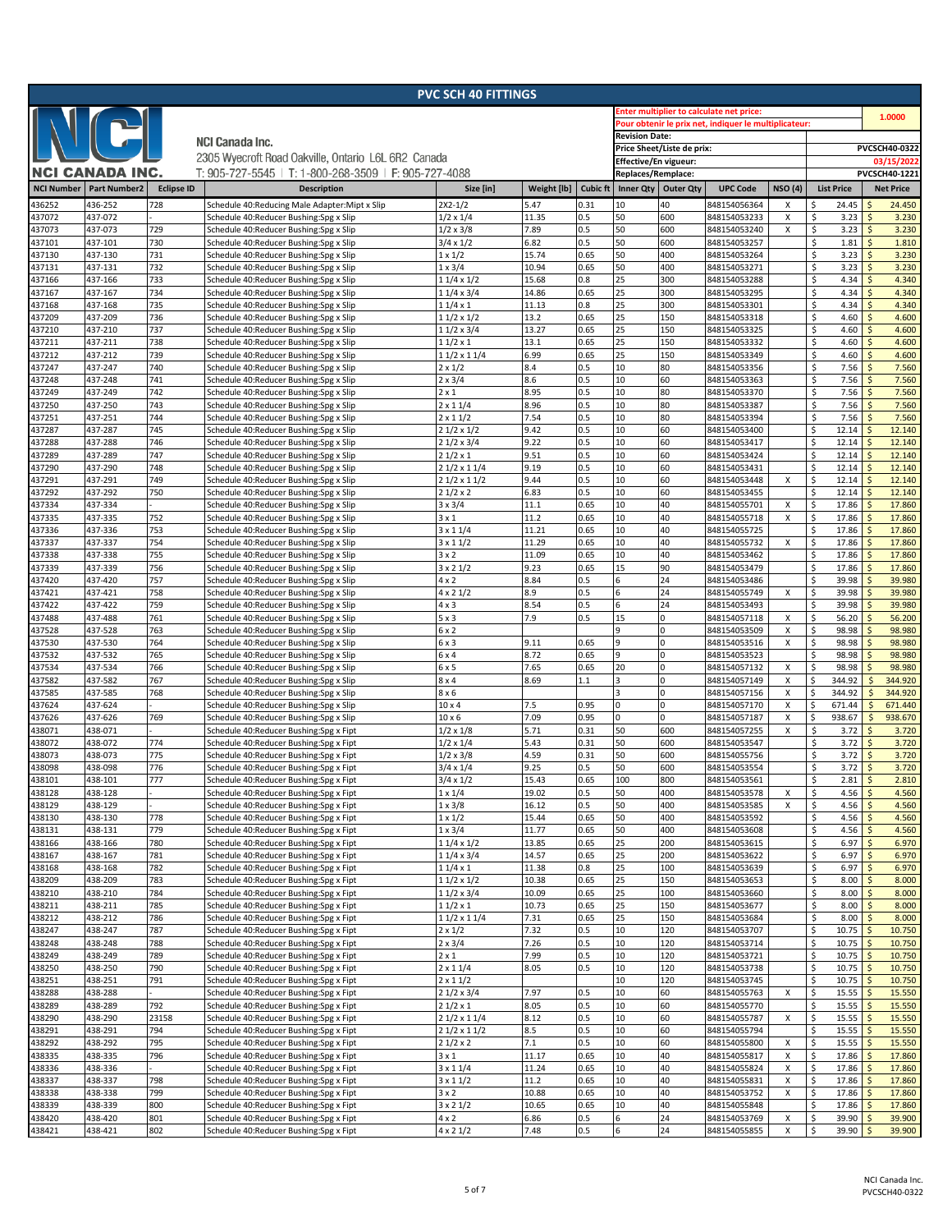# PVC SCH 40 FITTINGS

**NCI CANADA INC.**

NCI Canada Inc.
2305 Wyecroft Road Oakville, Ontario L6L 6R2 Canada
T: 905-727-5545 | T: 1-800-268-3509 | F: 905-727-4088

| | |
|---|---|
| Enter multiplier to calculate net price: / Pour obtenir le prix net, indiquer le multiplicateur: | 1.0000 |
| Revision Date: | |
| Price Sheet/Liste de prix: | PVCSCH40-0322 |
| Effective/En vigueur: | 03/15/2022 |
| Replaces/Remplace: | PVCSCH40-1221 |

| NCI Number | Part Number2 | Eclipse ID | Description | Size [in] | Weight [lb] | Cubic ft | Inner Qty | Outer Qty | UPC Code | NSO (4) | List Price | Net Price |
|---|---|---|---|---|---|---|---|---|---|---|---|---|
| 436252 | 436-252 | 728 | Schedule 40:Reducing Male Adapter:Mipt x Slip | 2X2-1/2 | 5.47 | 0.31 | 10 | 40 | 848154056364 | X | $ 24.45 | $ 24.450 |
| 437072 | 437-072 | - | Schedule 40:Reducer Bushing:Spg x Slip | 1/2 x 1/4 | 11.35 | 0.5 | 50 | 600 | 848154053233 | X | $ 3.23 | $ 3.230 |
| 437073 | 437-073 | 729 | Schedule 40:Reducer Bushing:Spg x Slip | 1/2 x 3/8 | 7.89 | 0.5 | 50 | 600 | 848154053240 | X | $ 3.23 | $ 3.230 |
| 437101 | 437-101 | 730 | Schedule 40:Reducer Bushing:Spg x Slip | 3/4 x 1/2 | 6.82 | 0.5 | 50 | 600 | 848154053257 | | $ 1.81 | $ 1.810 |
| 437130 | 437-130 | 731 | Schedule 40:Reducer Bushing:Spg x Slip | 1 x 1/2 | 15.74 | 0.65 | 50 | 400 | 848154053264 | | $ 3.23 | $ 3.230 |
| 437131 | 437-131 | 732 | Schedule 40:Reducer Bushing:Spg x Slip | 1 x 3/4 | 10.94 | 0.65 | 50 | 400 | 848154053271 | | $ 3.23 | $ 3.230 |
| 437166 | 437-166 | 733 | Schedule 40:Reducer Bushing:Spg x Slip | 1 1/4 x 1/2 | 15.68 | 0.8 | 25 | 300 | 848154053288 | | $ 4.34 | $ 4.340 |
| 437167 | 437-167 | 734 | Schedule 40:Reducer Bushing:Spg x Slip | 1 1/4 x 3/4 | 14.86 | 0.65 | 25 | 300 | 848154053295 | | $ 4.34 | $ 4.340 |
| 437168 | 437-168 | 735 | Schedule 40:Reducer Bushing:Spg x Slip | 1 1/4 x 1 | 11.13 | 0.8 | 25 | 300 | 848154053301 | | $ 4.34 | $ 4.340 |
| 437209 | 437-209 | 736 | Schedule 40:Reducer Bushing:Spg x Slip | 1 1/2 x 1/2 | 13.2 | 0.65 | 25 | 150 | 848154053318 | | $ 4.60 | $ 4.600 |
| 437210 | 437-210 | 737 | Schedule 40:Reducer Bushing:Spg x Slip | 1 1/2 x 3/4 | 13.27 | 0.65 | 25 | 150 | 848154053325 | | $ 4.60 | $ 4.600 |
| 437211 | 437-211 | 738 | Schedule 40:Reducer Bushing:Spg x Slip | 1 1/2 x 1 | 13.1 | 0.65 | 25 | 150 | 848154053332 | | $ 4.60 | $ 4.600 |
| 437212 | 437-212 | 739 | Schedule 40:Reducer Bushing:Spg x Slip | 1 1/2 x 1 1/4 | 6.99 | 0.65 | 25 | 150 | 848154053349 | | $ 4.60 | $ 4.600 |
| 437247 | 437-247 | 740 | Schedule 40:Reducer Bushing:Spg x Slip | 2 x 1/2 | 8.4 | 0.5 | 10 | 80 | 848154053356 | | $ 7.56 | $ 7.560 |
| 437248 | 437-248 | 741 | Schedule 40:Reducer Bushing:Spg x Slip | 2 x 3/4 | 8.6 | 0.5 | 10 | 60 | 848154053363 | | $ 7.56 | $ 7.560 |
| 437249 | 437-249 | 742 | Schedule 40:Reducer Bushing:Spg x Slip | 2 x 1 | 8.95 | 0.5 | 10 | 80 | 848154053370 | | $ 7.56 | $ 7.560 |
| 437250 | 437-250 | 743 | Schedule 40:Reducer Bushing:Spg x Slip | 2 x 1 1/4 | 8.96 | 0.5 | 10 | 80 | 848154053387 | | $ 7.56 | $ 7.560 |
| 437251 | 437-251 | 744 | Schedule 40:Reducer Bushing:Spg x Slip | 2 x 1 1/2 | 7.54 | 0.5 | 10 | 80 | 848154053394 | | $ 7.56 | $ 7.560 |
| 437287 | 437-287 | 745 | Schedule 40:Reducer Bushing:Spg x Slip | 2 1/2 x 1/2 | 9.42 | 0.5 | 10 | 60 | 848154053400 | | $ 12.14 | $ 12.140 |
| 437288 | 437-288 | 746 | Schedule 40:Reducer Bushing:Spg x Slip | 2 1/2 x 3/4 | 9.22 | 0.5 | 10 | 60 | 848154053417 | | $ 12.14 | $ 12.140 |
| 437289 | 437-289 | 747 | Schedule 40:Reducer Bushing:Spg x Slip | 2 1/2 x 1 | 9.51 | 0.5 | 10 | 60 | 848154053424 | | $ 12.14 | $ 12.140 |
| 437290 | 437-290 | 748 | Schedule 40:Reducer Bushing:Spg x Slip | 2 1/2 x 1 1/4 | 9.19 | 0.5 | 10 | 60 | 848154053431 | | $ 12.14 | $ 12.140 |
| 437291 | 437-291 | 749 | Schedule 40:Reducer Bushing:Spg x Slip | 2 1/2 x 1 1/2 | 9.44 | 0.5 | 10 | 60 | 848154053448 | X | $ 12.14 | $ 12.140 |
| 437292 | 437-292 | 750 | Schedule 40:Reducer Bushing:Spg x Slip | 2 1/2 x 2 | 6.83 | 0.5 | 10 | 60 | 848154053455 | | $ 12.14 | $ 12.140 |
| 437334 | 437-334 | - | Schedule 40:Reducer Bushing:Spg x Slip | 3 x 3/4 | 11.1 | 0.65 | 10 | 40 | 848154055701 | X | $ 17.86 | $ 17.860 |
| 437335 | 437-335 | 752 | Schedule 40:Reducer Bushing:Spg x Slip | 3 x 1 | 11.2 | 0.65 | 10 | 40 | 848154055718 | X | $ 17.86 | $ 17.860 |
| 437336 | 437-336 | 753 | Schedule 40:Reducer Bushing:Spg x Slip | 3 x 1 1/4 | 11.21 | 0.65 | 10 | 40 | 848154055725 | | $ 17.86 | $ 17.860 |
| 437337 | 437-337 | 754 | Schedule 40:Reducer Bushing:Spg x Slip | 3 x 1 1/2 | 11.29 | 0.65 | 10 | 40 | 848154055732 | X | $ 17.86 | $ 17.860 |
| 437338 | 437-338 | 755 | Schedule 40:Reducer Bushing:Spg x Slip | 3 x 2 | 11.09 | 0.65 | 10 | 40 | 848154053462 | | $ 17.86 | $ 17.860 |
| 437339 | 437-339 | 756 | Schedule 40:Reducer Bushing:Spg x Slip | 3 x 2 1/2 | 9.23 | 0.65 | 15 | 90 | 848154053479 | | $ 17.86 | $ 17.860 |
| 437420 | 437-420 | 757 | Schedule 40:Reducer Bushing:Spg x Slip | 4 x 2 | 8.84 | 0.5 | 6 | 24 | 848154053486 | | $ 39.98 | $ 39.980 |
| 437421 | 437-421 | 758 | Schedule 40:Reducer Bushing:Spg x Slip | 4 x 2 1/2 | 8.9 | 0.5 | 6 | 24 | 848154055749 | X | $ 39.98 | $ 39.980 |
| 437422 | 437-422 | 759 | Schedule 40:Reducer Bushing:Spg x Slip | 4 x 3 | 8.54 | 0.5 | 6 | 24 | 848154053493 | | $ 39.98 | $ 39.980 |
| 437488 | 437-488 | 761 | Schedule 40:Reducer Bushing:Spg x Slip | 5 x 3 | 7.9 | 0.5 | 15 | 0 | 848154057118 | X | $ 56.20 | $ 56.200 |
| 437528 | 437-528 | 763 | Schedule 40:Reducer Bushing:Spg x Slip | 6 x 2 | | | 9 | 0 | 848154053509 | X | $ 98.98 | $ 98.980 |
| 437530 | 437-530 | 764 | Schedule 40:Reducer Bushing:Spg x Slip | 6 x 3 | 9.11 | 0.65 | 9 | 0 | 848154053516 | X | $ 98.98 | $ 98.980 |
| 437532 | 437-532 | 765 | Schedule 40:Reducer Bushing:Spg x Slip | 6 x 4 | 8.72 | 0.65 | 9 | 0 | 848154053523 | | $ 98.98 | $ 98.980 |
| 437534 | 437-534 | 766 | Schedule 40:Reducer Bushing:Spg x Slip | 6 x 5 | 7.65 | 0.65 | 20 | 0 | 848154057132 | X | $ 98.98 | $ 98.980 |
| 437582 | 437-582 | 767 | Schedule 40:Reducer Bushing:Spg x Slip | 8 x 4 | 8.69 | 1.1 | 3 | 0 | 848154057149 | X | $ 344.92 | $ 344.920 |
| 437585 | 437-585 | 768 | Schedule 40:Reducer Bushing:Spg x Slip | 8 x 6 | | | 3 | 0 | 848154057156 | X | $ 344.92 | $ 344.920 |
| 437624 | 437-624 | - | Schedule 40:Reducer Bushing:Spg x Slip | 10 x 4 | 7.5 | 0.95 | 0 | 0 | 848154057170 | X | $ 671.44 | $ 671.440 |
| 437626 | 437-626 | 769 | Schedule 40:Reducer Bushing:Spg x Slip | 10 x 6 | 7.09 | 0.95 | 0 | 0 | 848154057187 | X | $ 938.67 | $ 938.670 |
| 438071 | 438-071 | - | Schedule 40:Reducer Bushing:Spg x Fipt | 1/2 x 1/8 | 5.71 | 0.31 | 50 | 600 | 848154057255 | X | $ 3.72 | $ 3.720 |
| 438072 | 438-072 | 774 | Schedule 40:Reducer Bushing:Spg x Fipt | 1/2 x 1/4 | 5.43 | 0.31 | 50 | 600 | 848154053547 | | $ 3.72 | $ 3.720 |
| 438073 | 438-073 | 775 | Schedule 40:Reducer Bushing:Spg x Fipt | 1/2 x 3/8 | 4.59 | 0.31 | 50 | 600 | 848154055756 | | $ 3.72 | $ 3.720 |
| 438098 | 438-098 | 776 | Schedule 40:Reducer Bushing:Spg x Fipt | 3/4 x 1/4 | 9.25 | 0.5 | 50 | 600 | 848154053554 | | $ 3.72 | $ 3.720 |
| 438101 | 438-101 | 777 | Schedule 40:Reducer Bushing:Spg x Fipt | 3/4 x 1/2 | 15.43 | 0.65 | 100 | 800 | 848154053561 | | $ 2.81 | $ 2.810 |
| 438128 | 438-128 | - | Schedule 40:Reducer Bushing:Spg x Fipt | 1 x 1/4 | 19.02 | 0.5 | 50 | 400 | 848154053578 | X | $ 4.56 | $ 4.560 |
| 438129 | 438-129 | - | Schedule 40:Reducer Bushing:Spg x Fipt | 1 x 3/8 | 16.12 | 0.5 | 50 | 400 | 848154053585 | X | $ 4.56 | $ 4.560 |
| 438130 | 438-130 | 778 | Schedule 40:Reducer Bushing:Spg x Fipt | 1 x 1/2 | 15.44 | 0.65 | 50 | 400 | 848154053592 | | $ 4.56 | $ 4.560 |
| 438131 | 438-131 | 779 | Schedule 40:Reducer Bushing:Spg x Fipt | 1 x 3/4 | 11.77 | 0.65 | 50 | 400 | 848154053608 | | $ 4.56 | $ 4.560 |
| 438166 | 438-166 | 780 | Schedule 40:Reducer Bushing:Spg x Fipt | 1 1/4 x 1/2 | 13.85 | 0.65 | 25 | 200 | 848154053615 | | $ 6.97 | $ 6.970 |
| 438167 | 438-167 | 781 | Schedule 40:Reducer Bushing:Spg x Fipt | 1 1/4 x 3/4 | 14.57 | 0.65 | 25 | 200 | 848154053622 | | $ 6.97 | $ 6.970 |
| 438168 | 438-168 | 782 | Schedule 40:Reducer Bushing:Spg x Fipt | 1 1/4 x 1 | 11.38 | 0.8 | 25 | 100 | 848154053639 | | $ 6.97 | $ 6.970 |
| 438209 | 438-209 | 783 | Schedule 40:Reducer Bushing:Spg x Fipt | 1 1/2 x 1/2 | 10.38 | 0.65 | 25 | 150 | 848154053653 | | $ 8.00 | $ 8.000 |
| 438210 | 438-210 | 784 | Schedule 40:Reducer Bushing:Spg x Fipt | 1 1/2 x 3/4 | 10.09 | 0.65 | 25 | 100 | 848154053660 | | $ 8.00 | $ 8.000 |
| 438211 | 438-211 | 785 | Schedule 40:Reducer Bushing:Spg x Fipt | 1 1/2 x 1 | 10.73 | 0.65 | 25 | 150 | 848154053677 | | $ 8.00 | $ 8.000 |
| 438212 | 438-212 | 786 | Schedule 40:Reducer Bushing:Spg x Fipt | 1 1/2 x 1 1/4 | 7.31 | 0.65 | 25 | 150 | 848154053684 | | $ 8.00 | $ 8.000 |
| 438247 | 438-247 | 787 | Schedule 40:Reducer Bushing:Spg x Fipt | 2 x 1/2 | 7.32 | 0.5 | 10 | 120 | 848154053707 | | $ 10.75 | $ 10.750 |
| 438248 | 438-248 | 788 | Schedule 40:Reducer Bushing:Spg x Fipt | 2 x 3/4 | 7.26 | 0.5 | 10 | 120 | 848154053714 | | $ 10.75 | $ 10.750 |
| 438249 | 438-249 | 789 | Schedule 40:Reducer Bushing:Spg x Fipt | 2 x 1 | 7.99 | 0.5 | 10 | 120 | 848154053721 | | $ 10.75 | $ 10.750 |
| 438250 | 438-250 | 790 | Schedule 40:Reducer Bushing:Spg x Fipt | 2 x 1 1/4 | 8.05 | 0.5 | 10 | 120 | 848154053738 | | $ 10.75 | $ 10.750 |
| 438251 | 438-251 | 791 | Schedule 40:Reducer Bushing:Spg x Fipt | 2 x 1 1/2 | | | 10 | 120 | 848154053745 | | $ 10.75 | $ 10.750 |
| 438288 | 438-288 | - | Schedule 40:Reducer Bushing:Spg x Fipt | 2 1/2 x 3/4 | 7.97 | 0.5 | 10 | 60 | 848154055763 | X | $ 15.55 | $ 15.550 |
| 438289 | 438-289 | 792 | Schedule 40:Reducer Bushing:Spg x Fipt | 2 1/2 x 1 | 8.05 | 0.5 | 10 | 60 | 848154055770 | | $ 15.55 | $ 15.550 |
| 438290 | 438-290 | 23158 | Schedule 40:Reducer Bushing:Spg x Fipt | 2 1/2 x 1 1/4 | 8.12 | 0.5 | 10 | 60 | 848154055787 | X | $ 15.55 | $ 15.550 |
| 438291 | 438-291 | 794 | Schedule 40:Reducer Bushing:Spg x Fipt | 2 1/2 x 1 1/2 | 8.5 | 0.5 | 10 | 60 | 848154055794 | | $ 15.55 | $ 15.550 |
| 438292 | 438-292 | 795 | Schedule 40:Reducer Bushing:Spg x Fipt | 2 1/2 x 2 | 7.1 | 0.5 | 10 | 60 | 848154055800 | X | $ 15.55 | $ 15.550 |
| 438335 | 438-335 | 796 | Schedule 40:Reducer Bushing:Spg x Fipt | 3 x 1 | 11.17 | 0.65 | 10 | 40 | 848154055817 | X | $ 17.86 | $ 17.860 |
| 438336 | 438-336 | - | Schedule 40:Reducer Bushing:Spg x Fipt | 3 x 1 1/4 | 11.24 | 0.65 | 10 | 40 | 848154055824 | X | $ 17.86 | $ 17.860 |
| 438337 | 438-337 | 798 | Schedule 40:Reducer Bushing:Spg x Fipt | 3 x 1 1/2 | 11.2 | 0.65 | 10 | 40 | 848154055831 | X | $ 17.86 | $ 17.860 |
| 438338 | 438-338 | 799 | Schedule 40:Reducer Bushing:Spg x Fipt | 3 x 2 | 10.88 | 0.65 | 10 | 40 | 848154053752 | X | $ 17.86 | $ 17.860 |
| 438339 | 438-339 | 800 | Schedule 40:Reducer Bushing:Spg x Fipt | 3 x 2 1/2 | 10.65 | 0.65 | 10 | 40 | 848154055848 | | $ 17.86 | $ 17.860 |
| 438420 | 438-420 | 801 | Schedule 40:Reducer Bushing:Spg x Fipt | 4 x 2 | 6.86 | 0.5 | 6 | 24 | 848154053769 | X | $ 39.90 | $ 39.900 |
| 438421 | 438-421 | 802 | Schedule 40:Reducer Bushing:Spg x Fipt | 4 x 2 1/2 | 7.48 | 0.5 | 6 | 24 | 848154055855 | X | $ 39.90 | $ 39.900 |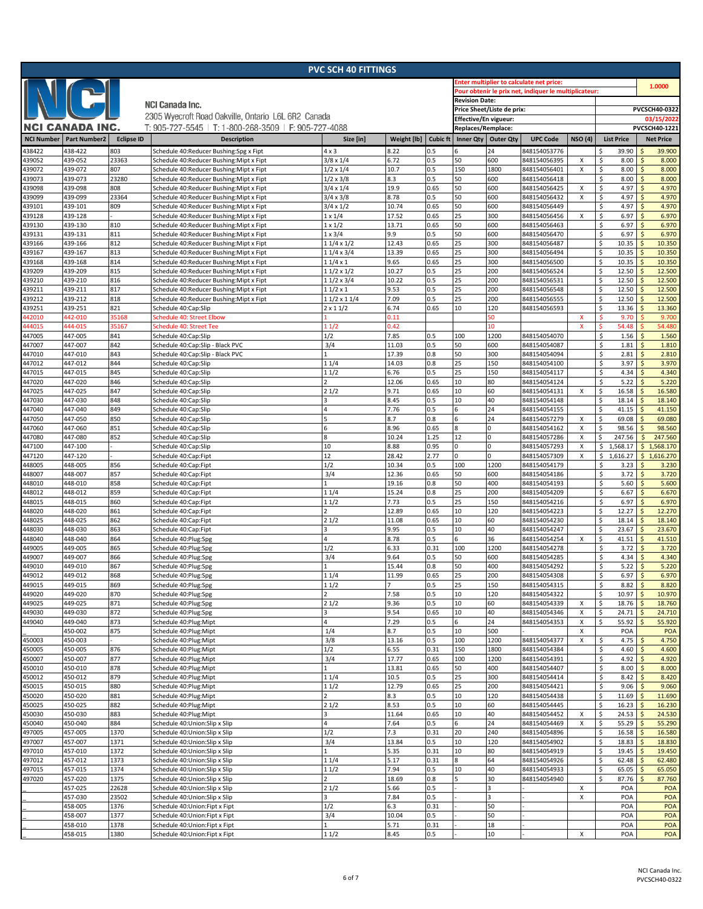# PVC SCH 40 FITTINGS

**NCI CANADA INC.**

NCI Canada Inc.
2305 Wyecroft Road Oakville, Ontario L6L 6R2 Canada
T: 905-727-5545 | T: 1-800-268-3509 | F: 905-727-4088

| | |
|---|---|
| Enter multiplier to calculate net price: / Pour obtenir le prix net, indiquer le multiplicateur: | 1.0000 |
| Revision Date: | |
| Price Sheet/Liste de prix: | PVCSCH40-0322 |
| Effective/En vigueur: | 03/15/2022 |
| Replaces/Remplace: | PVCSCH40-1221 |

| NCI Number | Part Number2 | Eclipse ID | Description | Size [in] | Weight [lb] | Cubic ft | Inner Qty | Outer Qty | UPC Code | NSO (4) | List Price | Net Price |
|---|---|---|---|---|---|---|---|---|---|---|---|---|
| 438422 | 438-422 | 803 | Schedule 40:Reducer Bushing:Spg x Fipt | 4 x 3 | 8.22 | 0.5 | 6 | 24 | 848154053776 | | $ 39.90 | $ 39.900 |
| 439052 | 439-052 | 23363 | Schedule 40:Reducer Bushing:Mipt x Fipt | 3/8 x 1/4 | 6.72 | 0.5 | 50 | 600 | 848154056395 | X | $ 8.00 | $ 8.000 |
| 439072 | 439-072 | 807 | Schedule 40:Reducer Bushing:Mipt x Fipt | 1/2 x 1/4 | 10.7 | 0.5 | 150 | 1800 | 848154056401 | X | $ 8.00 | $ 8.000 |
| 439073 | 439-073 | 23280 | Schedule 40:Reducer Bushing:Mipt x Fipt | 1/2 x 3/8 | 8.3 | 0.5 | 50 | 600 | 848154056418 | | $ 8.00 | $ 8.000 |
| 439098 | 439-098 | 808 | Schedule 40:Reducer Bushing:Mipt x Fipt | 3/4 x 1/4 | 19.9 | 0.65 | 50 | 600 | 848154056425 | X | $ 4.97 | $ 4.970 |
| 439099 | 439-099 | 23364 | Schedule 40:Reducer Bushing:Mipt x Fipt | 3/4 x 3/8 | 8.78 | 0.5 | 50 | 600 | 848154056432 | X | $ 4.97 | $ 4.970 |
| 439101 | 439-101 | 809 | Schedule 40:Reducer Bushing:Mipt x Fipt | 3/4 x 1/2 | 10.74 | 0.65 | 50 | 600 | 848154056449 | | $ 4.97 | $ 4.970 |
| 439128 | 439-128 | - | Schedule 40:Reducer Bushing:Mipt x Fipt | 1 x 1/4 | 17.52 | 0.65 | 25 | 300 | 848154056456 | X | $ 6.97 | $ 6.970 |
| 439130 | 439-130 | 810 | Schedule 40:Reducer Bushing:Mipt x Fipt | 1 x 1/2 | 13.71 | 0.65 | 50 | 600 | 848154056463 | | $ 6.97 | $ 6.970 |
| 439131 | 439-131 | 811 | Schedule 40:Reducer Bushing:Mipt x Fipt | 1 x 3/4 | 9.9 | 0.5 | 50 | 600 | 848154056470 | | $ 6.97 | $ 6.970 |
| 439166 | 439-166 | 812 | Schedule 40:Reducer Bushing:Mipt x Fipt | 1 1/4 x 1/2 | 12.43 | 0.65 | 25 | 300 | 848154056487 | | $ 10.35 | $ 10.350 |
| 439167 | 439-167 | 813 | Schedule 40:Reducer Bushing:Mipt x Fipt | 1 1/4 x 3/4 | 13.39 | 0.65 | 25 | 300 | 848154056494 | | $ 10.35 | $ 10.350 |
| 439168 | 439-168 | 814 | Schedule 40:Reducer Bushing:Mipt x Fipt | 1 1/4 x 1 | 9.65 | 0.65 | 25 | 300 | 848154056500 | | $ 10.35 | $ 10.350 |
| 439209 | 439-209 | 815 | Schedule 40:Reducer Bushing:Mipt x Fipt | 1 1/2 x 1/2 | 10.27 | 0.5 | 25 | 200 | 848154056524 | | $ 12.50 | $ 12.500 |
| 439210 | 439-210 | 816 | Schedule 40:Reducer Bushing:Mipt x Fipt | 1 1/2 x 3/4 | 10.22 | 0.5 | 25 | 200 | 848154056531 | | $ 12.50 | $ 12.500 |
| 439211 | 439-211 | 817 | Schedule 40:Reducer Bushing:Mipt x Fipt | 1 1/2 x 1 | 9.53 | 0.5 | 25 | 200 | 848154056548 | | $ 12.50 | $ 12.500 |
| 439212 | 439-212 | 818 | Schedule 40:Reducer Bushing:Mipt x Fipt | 1 1/2 x 1 1/4 | 7.09 | 0.5 | 25 | 200 | 848154056555 | | $ 12.50 | $ 12.500 |
| 439251 | 439-251 | 821 | Schedule 40:Cap:Slip | 2 x 1 1/2 | 6.74 | 0.65 | 10 | 120 | 848154056593 | | $ 13.36 | $ 13.360 |
| 442010 | 442-010 | 35168 | Schedule 40: Street Elbow | 1 | 0.11 | | | 50 | | X | $ 9.70 | $ 9.700 |
| 444015 | 444-015 | 35167 | Schedule 40: Street Tee | 1 1/2 | 0.42 | | | 10 | | X | $ 54.48 | $ 54.480 |
| 447005 | 447-005 | 841 | Schedule 40:Cap:Slip | 1/2 | 7.85 | 0.5 | 100 | 1200 | 848154054070 | | $ 1.56 | $ 1.560 |
| 447007 | 447-007 | 842 | Schedule 40:Cap:Slip - Black PVC | 3/4 | 11.03 | 0.5 | 50 | 600 | 848154054087 | | $ 1.81 | $ 1.810 |
| 447010 | 447-010 | 843 | Schedule 40:Cap:Slip - Black PVC | 1 | 17.39 | 0.8 | 50 | 300 | 848154054094 | | $ 2.81 | $ 2.810 |
| 447012 | 447-012 | 844 | Schedule 40:Cap:Slip | 1 1/4 | 14.03 | 0.8 | 25 | 150 | 848154054100 | | $ 3.97 | $ 3.970 |
| 447015 | 447-015 | 845 | Schedule 40:Cap:Slip | 1 1/2 | 6.76 | 0.5 | 25 | 150 | 848154054117 | | $ 4.34 | $ 4.340 |
| 447020 | 447-020 | 846 | Schedule 40:Cap:Slip | 2 | 12.06 | 0.65 | 10 | 80 | 848154054124 | | $ 5.22 | $ 5.220 |
| 447025 | 447-025 | 847 | Schedule 40:Cap:Slip | 2 1/2 | 9.71 | 0.65 | 10 | 60 | 848154054131 | X | $ 16.58 | $ 16.580 |
| 447030 | 447-030 | 848 | Schedule 40:Cap:Slip | 3 | 8.45 | 0.5 | 10 | 40 | 848154054148 | | $ 18.14 | $ 18.140 |
| 447040 | 447-040 | 849 | Schedule 40:Cap:Slip | 4 | 7.76 | 0.5 | 6 | 24 | 848154054155 | | $ 41.15 | $ 41.150 |
| 447050 | 447-050 | 850 | Schedule 40:Cap:Slip | 5 | 8.7 | 0.8 | 6 | 24 | 848154057279 | X | $ 69.08 | $ 69.080 |
| 447060 | 447-060 | 851 | Schedule 40:Cap:Slip | 6 | 8.96 | 0.65 | 8 | 0 | 848154054162 | X | $ 98.56 | $ 98.560 |
| 447080 | 447-080 | 852 | Schedule 40:Cap:Slip | 8 | 10.24 | 1.25 | 12 | 0 | 848154057286 | X | $ 247.56 | $ 247.560 |
| 447100 | 447-100 | - | Schedule 40:Cap:Slip | 10 | 8.88 | 0.95 | 0 | 0 | 848154057293 | X | $ 1,568.17 | $ 1,568.170 |
| 447120 | 447-120 | - | Schedule 40:Cap:Fipt | 12 | 28.42 | 2.77 | 0 | 0 | 848154057309 | X | $ 1,616.27 | $ 1,616.270 |
| 448005 | 448-005 | 856 | Schedule 40:Cap:Fipt | 1/2 | 10.34 | 0.5 | 100 | 1200 | 848154054179 | | $ 3.23 | $ 3.230 |
| 448007 | 448-007 | 857 | Schedule 40:Cap:Fipt | 3/4 | 12.36 | 0.65 | 50 | 600 | 848154054186 | | $ 3.72 | $ 3.720 |
| 448010 | 448-010 | 858 | Schedule 40:Cap:Fipt | 1 | 19.16 | 0.8 | 50 | 400 | 848154054193 | | $ 5.60 | $ 5.600 |
| 448012 | 448-012 | 859 | Schedule 40:Cap:Fipt | 1 1/4 | 15.24 | 0.8 | 25 | 200 | 848154054209 | | $ 6.67 | $ 6.670 |
| 448015 | 448-015 | 860 | Schedule 40:Cap:Fipt | 1 1/2 | 7.73 | 0.5 | 25 | 150 | 848154054216 | | $ 6.97 | $ 6.970 |
| 448020 | 448-020 | 861 | Schedule 40:Cap:Fipt | 2 | 12.89 | 0.65 | 10 | 120 | 848154054223 | | $ 12.27 | $ 12.270 |
| 448025 | 448-025 | 862 | Schedule 40:Cap:Fipt | 2 1/2 | 11.08 | 0.65 | 10 | 60 | 848154054230 | | $ 18.14 | $ 18.140 |
| 448030 | 448-030 | 863 | Schedule 40:Cap:Fipt | 3 | 9.95 | 0.5 | 10 | 40 | 848154054247 | | $ 23.67 | $ 23.670 |
| 448040 | 448-040 | 864 | Schedule 40:Plug:Spg | 4 | 8.78 | 0.5 | 6 | 36 | 848154054254 | X | $ 41.51 | $ 41.510 |
| 449005 | 449-005 | 865 | Schedule 40:Plug:Spg | 1/2 | 6.33 | 0.31 | 100 | 1200 | 848154054278 | | $ 3.72 | $ 3.720 |
| 449007 | 449-007 | 866 | Schedule 40:Plug:Spg | 3/4 | 9.64 | 0.5 | 50 | 600 | 848154054285 | | $ 4.34 | $ 4.340 |
| 449010 | 449-010 | 867 | Schedule 40:Plug:Spg | 1 | 15.44 | 0.8 | 50 | 400 | 848154054292 | | $ 5.22 | $ 5.220 |
| 449012 | 449-012 | 868 | Schedule 40:Plug:Spg | 1 1/4 | 11.99 | 0.65 | 25 | 200 | 848154054308 | | $ 6.97 | $ 6.970 |
| 449015 | 449-015 | 869 | Schedule 40:Plug:Spg | 1 1/2 | 7 | 0.5 | 25 | 150 | 848154054315 | | $ 8.82 | $ 8.820 |
| 449020 | 449-020 | 870 | Schedule 40:Plug:Spg | 2 | 7.58 | 0.5 | 10 | 120 | 848154054322 | | $ 10.97 | $ 10.970 |
| 449025 | 449-025 | 871 | Schedule 40:Plug:Spg | 2 1/2 | 9.36 | 0.5 | 10 | 60 | 848154054339 | X | $ 18.76 | $ 18.760 |
| 449030 | 449-030 | 872 | Schedule 40:Plug:Spg | 3 | 9.54 | 0.65 | 10 | 40 | 848154054346 | X | $ 24.71 | $ 24.710 |
| 449040 | 449-040 | 873 | Schedule 40:Plug:Mipt | 4 | 7.29 | 0.5 | 6 | 24 | 848154054353 | X | $ 55.92 | $ 55.920 |
| | 450-002 | 875 | Schedule 40:Plug:Mipt | 1/4 | 8.7 | 0.5 | 10 | 500 | - | X | POA | POA |
| 450003 | 450-003 | - | Schedule 40:Plug:Mipt | 3/8 | 13.16 | 0.5 | 100 | 1200 | 848154054377 | X | $ 4.75 | $ 4.750 |
| 450005 | 450-005 | 876 | Schedule 40:Plug:Mipt | 1/2 | 6.55 | 0.31 | 150 | 1800 | 848154054384 | | $ 4.60 | $ 4.600 |
| 450007 | 450-007 | 877 | Schedule 40:Plug:Mipt | 3/4 | 17.77 | 0.65 | 100 | 1200 | 848154054391 | | $ 4.92 | $ 4.920 |
| 450010 | 450-010 | 878 | Schedule 40:Plug:Mipt | 1 | 13.81 | 0.65 | 50 | 400 | 848154054407 | | $ 8.00 | $ 8.000 |
| 450012 | 450-012 | 879 | Schedule 40:Plug:Mipt | 1 1/4 | 10.5 | 0.5 | 25 | 300 | 848154054414 | | $ 8.42 | $ 8.420 |
| 450015 | 450-015 | 880 | Schedule 40:Plug:Mipt | 1 1/2 | 12.79 | 0.65 | 25 | 200 | 848154054421 | | $ 9.06 | $ 9.060 |
| 450020 | 450-020 | 881 | Schedule 40:Plug:Mipt | 2 | 8.3 | 0.5 | 10 | 120 | 848154054438 | | $ 11.69 | $ 11.690 |
| 450025 | 450-025 | 882 | Schedule 40:Plug:Mipt | 2 1/2 | 8.53 | 0.5 | 10 | 60 | 848154054445 | | $ 16.23 | $ 16.230 |
| 450030 | 450-030 | 883 | Schedule 40:Plug:Mipt | 3 | 11.64 | 0.65 | 10 | 40 | 848154054452 | X | $ 24.53 | $ 24.530 |
| 450040 | 450-040 | 884 | Schedule 40:Union:Slip x Slip | 4 | 7.64 | 0.5 | 6 | 24 | 848154054469 | X | $ 55.29 | $ 55.290 |
| 497005 | 457-005 | 1370 | Schedule 40:Union:Slip x Slip | 1/2 | 7.3 | 0.31 | 20 | 240 | 848154054896 | | $ 16.58 | $ 16.580 |
| 497007 | 457-007 | 1371 | Schedule 40:Union:Slip x Slip | 3/4 | 13.84 | 0.5 | 10 | 120 | 848154054902 | | $ 18.83 | $ 18.830 |
| 497010 | 457-010 | 1372 | Schedule 40:Union:Slip x Slip | 1 | 5.35 | 0.31 | 10 | 80 | 848154054919 | | $ 19.45 | $ 19.450 |
| 497012 | 457-012 | 1373 | Schedule 40:Union:Slip x Slip | 1 1/4 | 5.17 | 0.31 | 8 | 64 | 848154054926 | | $ 62.48 | $ 62.480 |
| 497015 | 457-015 | 1374 | Schedule 40:Union:Slip x Slip | 1 1/2 | 7.94 | 0.5 | 10 | 40 | 848154054933 | | $ 65.05 | $ 65.050 |
| 497020 | 457-020 | 1375 | Schedule 40:Union:Slip x Slip | 2 | 18.69 | 0.8 | 5 | 30 | 848154054940 | | $ 87.76 | $ 87.760 |
| _ | 457-025 | 22628 | Schedule 40:Union:Slip x Slip | 2 1/2 | 5.66 | 0.5 | - | 3 | - | X | POA | POA |
| _ | 457-030 | 23502 | Schedule 40:Union:Slip x Slip | 3 | 7.84 | 0.5 | - | 3 | - | X | POA | POA |
| _ | 458-005 | 1376 | Schedule 40:Union:Fipt x Fipt | 1/2 | 6.3 | 0.31 | - | 50 | - | | POA | POA |
| _ | 458-007 | 1377 | Schedule 40:Union:Fipt x Fipt | 3/4 | 10.04 | 0.5 | - | 50 | - | | POA | POA |
| _ | 458-010 | 1378 | Schedule 40:Union:Fipt x Fipt | 1 | 5.71 | 0.31 | - | 18 | - | | POA | POA |
| _ | 458-015 | 1380 | Schedule 40:Union:Fipt x Fipt | 1 1/2 | 8.45 | 0.5 | - | 10 | - | X | POA | POA |

NCI Canada Inc.
PVCSCH40-0322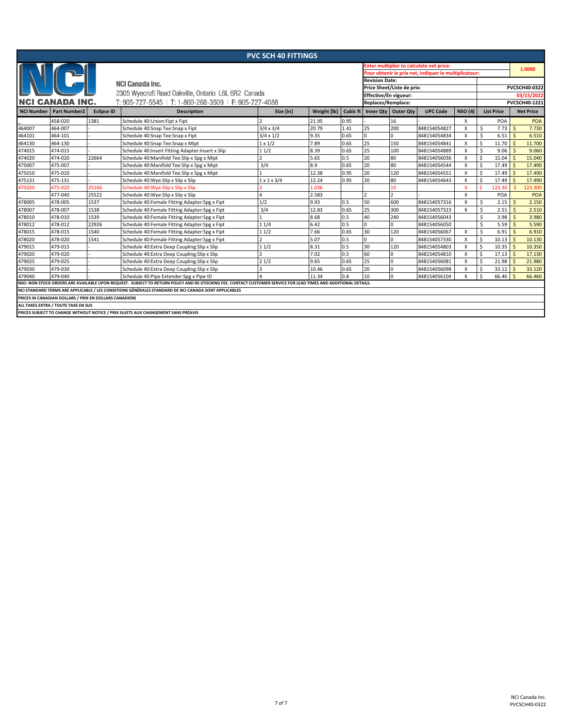# PVC SCH 40 FITTINGS

NCI CANADA INC.

NCI Canada Inc.
2305 Wyecroft Road Oakville, Ontario L6L 6R2 Canada
T: 905-727-5545 | T: 1-800-268-3509 | F: 905-727-4088

| | |
|---|---|
| Enter multiplier to calculate net price: / Pour obtenir le prix net, indiquer le multiplicateur: | 1.0000 |
| Revision Date: | |
| Price Sheet/Liste de prix: | PVCSCH40-0322 |
| Effective/En vigueur: | 03/15/2022 |
| Replaces/Remplace: | PVCSCH40-1221 |

| NCI Number | Part Number2 | Eclipse ID | Description | Size [in] | Weight [lb] | Cubic ft | Inner Qty | Outer Qty | UPC Code | NSO (4) | List Price | Net Price |
|---|---|---|---|---|---|---|---|---|---|---|---|---|
| _ | 458-020 | 1381 | Schedule 40:Union:Fipt x Fipt | 2 | 21.95 | 0.95 | - | 16 | - | X | POA | POA |
| 464007 | 464-007 | - | Schedule 40:Snap Tee:Snap x Fipt | 3/4 x 3/4 | 20.79 | 1.41 | 25 | 200 | 848154054827 | X | $ 7.73 | $ 7.730 |
| 464101 | 464-101 | - | Schedule 40:Snap Tee:Snap x Fipt | 3/4 x 1/2 | 9.35 | 0.65 | 0 | 0 | 848154054834 | X | $ 6.51 | $ 6.510 |
| 464130 | 464-130 | - | Schedule 40:Snap Tee:Snap x Mipt | 1 x 1/2 | 7.89 | 0.65 | 25 | 150 | 848154054841 | X | $ 11.70 | $ 11.700 |
| 474015 | 474-015 | - | Schedule 40:Insert Fitting Adapter:Insert x Slip | 1 1/2 | 8.39 | 0.65 | 25 | 100 | 848154054889 | X | $ 9.06 | $ 9.060 |
| 474020 | 474-020 | 22664 | Schedule 40:Manifold Tee:Slip x Spg x Mipt | 2 | 5.65 | 0.5 | 20 | 80 | 848154056036 | X | $ 15.04 | $ 15.040 |
| 475007 | 475-007 | - | Schedule 40:Manifold Tee:Slip x Spg x Mipt | 3/4 | 8.9 | 0.65 | 20 | 80 | 848154054544 | X | $ 17.49 | $ 17.490 |
| 475010 | 475-010 | - | Schedule 40:Manifold Tee:Slip x Spg x Mipt | 1 | 12.38 | 0.95 | 20 | 120 | 848154054551 | X | $ 17.49 | $ 17.490 |
| 475131 | 475-131 | - | Schedule 40:Wye:Slip x Slip x Slip | 1 x 1 x 3/4 | 12.24 | 0.95 | 20 | 80 | 848154054643 | X | $ 17.49 | $ 17.490 |
| 475020 | 475-020 | 35166 | Schedule 40:Wye:Slip x Slip x Slip | 2 | 1.036 | | | 10 | | X | $ 123.30 | $ 123.300 |
| _ | 477-040 | 25522 | Schedule 40:Wye:Slip x Slip x Slip | 4 | 2.583 | | 2 | 2 | - | X | POA | POA |
| 478005 | 478-005 | 1537 | Schedule 40:Female Fitting Adapter:Spg x Fipt | 1/2 | 9.93 | 0.5 | 50 | 600 | 848154057316 | X | $ 2.15 | $ 2.150 |
| 478007 | 478-007 | 1538 | Schedule 40:Female Fitting Adapter:Spg x Fipt | 3/4 | 12.83 | 0.65 | 25 | 300 | 848154057323 | X | $ 2.51 | $ 2.510 |
| 478010 | 478-010 | 1539 | Schedule 40:Female Fitting Adapter:Spg x Fipt | 1 | 8.68 | 0.5 | 40 | 240 | 848154056043 | | $ 3.98 | $ 3.980 |
| 478012 | 478-012 | 22926 | Schedule 40:Female Fitting Adapter:Spg x Fipt | 1 1/4 | 6.42 | 0.5 | 0 | 0 | 848154056050 | | $ 5.59 | $ 5.590 |
| 478015 | 478-015 | 1540 | Schedule 40:Female Fitting Adapter:Spg x Fipt | 1 1/2 | 7.66 | 0.65 | 30 | 120 | 848154056067 | X | $ 6.91 | $ 6.910 |
| 478020 | 478-020 | 1541 | Schedule 40:Female Fitting Adapter:Spg x Fipt | 2 | 5.07 | 0.5 | 0 | 0 | 848154057330 | X | $ 10.13 | $ 10.130 |
| 479015 | 479-015 | - | Schedule 40:Extra Deep Coupling:Slip x Slip | 1 1/2 | 8.31 | 0.5 | 30 | 120 | 848154054803 | X | $ 10.35 | $ 10.350 |
| 479020 | 479-020 | - | Schedule 40:Extra Deep Coupling:Slip x Slip | 2 | 7.02 | 0.5 | 60 | 0 | 848154054810 | X | $ 17.13 | $ 17.130 |
| 479025 | 479-025 | - | Schedule 40:Extra Deep Coupling:Slip x Slip | 2 1/2 | 9.65 | 0.65 | 25 | 0 | 848154056081 | X | $ 21.98 | $ 21.980 |
| 479030 | 479-030 | - | Schedule 40:Extra Deep Coupling:Slip x Slip | 3 | 10.46 | 0.65 | 20 | 0 | 848154056098 | X | $ 33.12 | $ 33.120 |
| 479040 | 479-040 | - | Schedule 40:Pipe Extender:Spg x Pipe ID | 4 | 11.34 | 0.8 | 10 | 0 | 848154056104 | X | $ 66.46 | $ 66.460 |

**NSO: NON STOCK ORDERS ARE AVAILABLE UPON REQUEST. SUBJECT TO RETURN POLICY AND RE-STOCKING FEE. CONTACT CUSTOMER SERVICE FOR LEAD TIMES AND ADDITIONAL DETAILS.**

**NCI STANDARD TERMS ARE APPLICABLE / LES CONDITIONS GÉNÉRALES STANDARD DE NCI CANADA SONT APPLICABLES**

**PRICES IN CANADIAN DOLLARS / PRIX EN DOLLARS CANADIENS**

**ALL TAXES EXTRA / TOUTE TAXE EN SUS**

**PRICES SUBJECT TO CHANGE WITHOUT NOTICE / PRIX SUJETS AUX CHANGEMENT SANS PRÉAVIS**